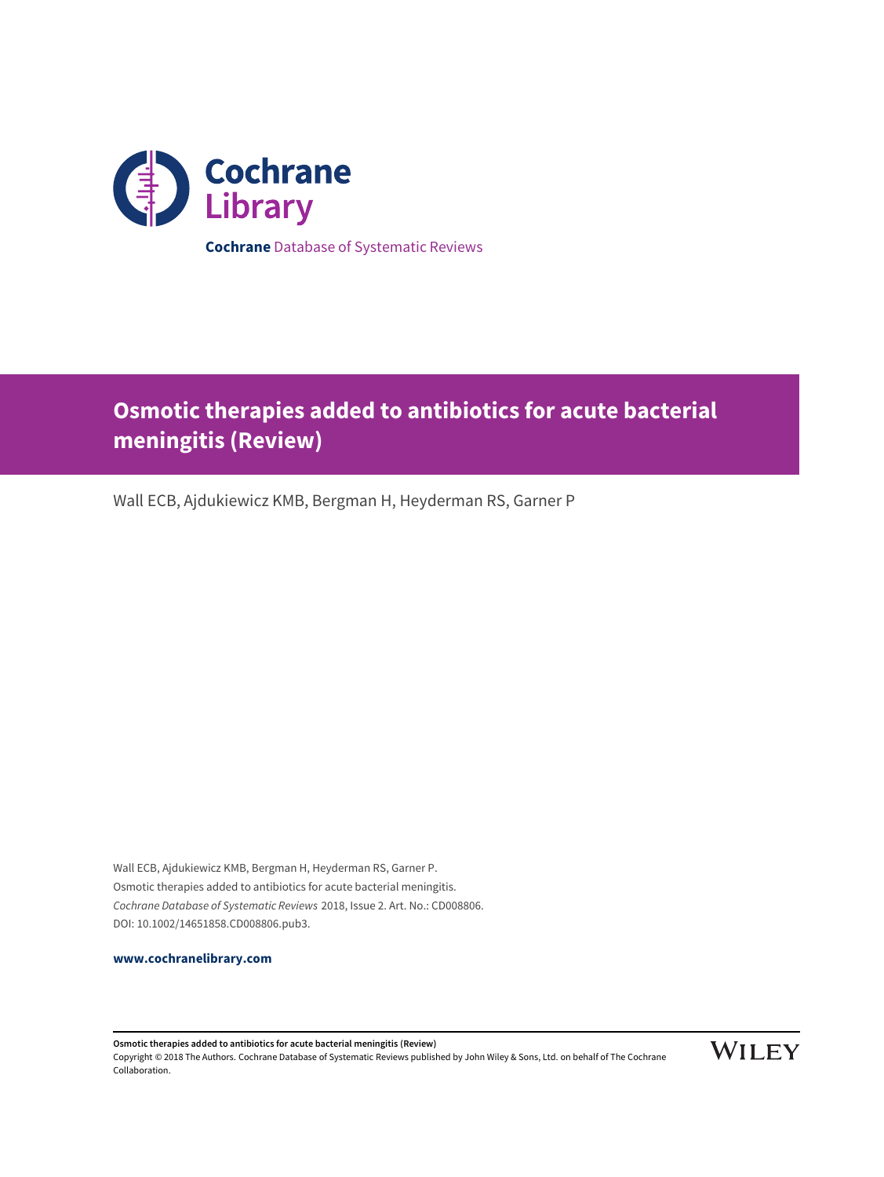Cochrane Library

**Cochrane** Database of Systematic Reviews

# Osmotic therapies added to antibiotics for acute bacterial meningitis (Review)

Wall ECB, Ajdukiewicz KMB, Bergman H, Heyderman RS, Garner P

Wall ECB, Ajdukiewicz KMB, Bergman H, Heyderman RS, Garner P.
Osmotic therapies added to antibiotics for acute bacterial meningitis.
*Cochrane Database of Systematic Reviews* 2018, Issue 2. Art. No.: CD008806.
DOI: 10.1002/14651858.CD008806.pub3.

**www.cochranelibrary.com**

**Osmotic therapies added to antibiotics for acute bacterial meningitis (Review)**
Copyright © 2018 The Authors. Cochrane Database of Systematic Reviews published by John Wiley & Sons, Ltd. on behalf of The Cochrane Collaboration.

WILEY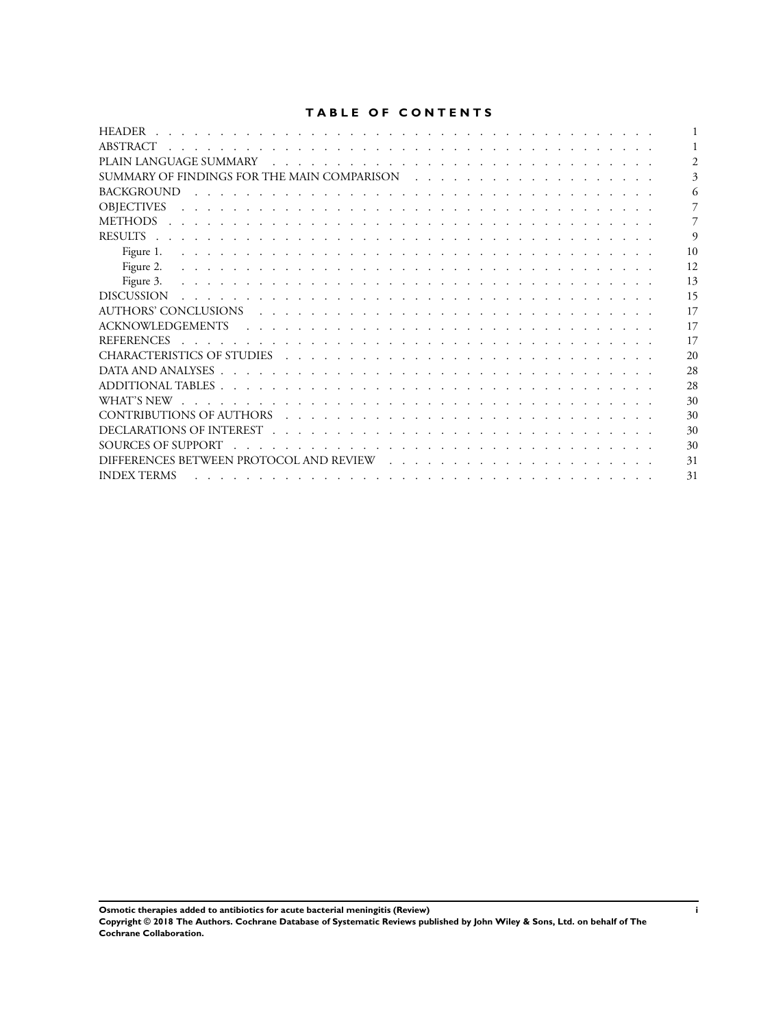# TABLE OF CONTENTS

| | |
|---|---|
| HEADER | 1 |
| ABSTRACT | 1 |
| PLAIN LANGUAGE SUMMARY | 2 |
| SUMMARY OF FINDINGS FOR THE MAIN COMPARISON | 3 |
| BACKGROUND | 6 |
| OBJECTIVES | 7 |
| METHODS | 7 |
| RESULTS | 9 |
| Figure 1. | 10 |
| Figure 2. | 12 |
| Figure 3. | 13 |
| DISCUSSION | 15 |
| AUTHORS' CONCLUSIONS | 17 |
| ACKNOWLEDGEMENTS | 17 |
| REFERENCES | 17 |
| CHARACTERISTICS OF STUDIES | 20 |
| DATA AND ANALYSES | 28 |
| ADDITIONAL TABLES | 28 |
| WHAT'S NEW | 30 |
| CONTRIBUTIONS OF AUTHORS | 30 |
| DECLARATIONS OF INTEREST | 30 |
| SOURCES OF SUPPORT | 30 |
| DIFFERENCES BETWEEN PROTOCOL AND REVIEW | 31 |
| INDEX TERMS | 31 |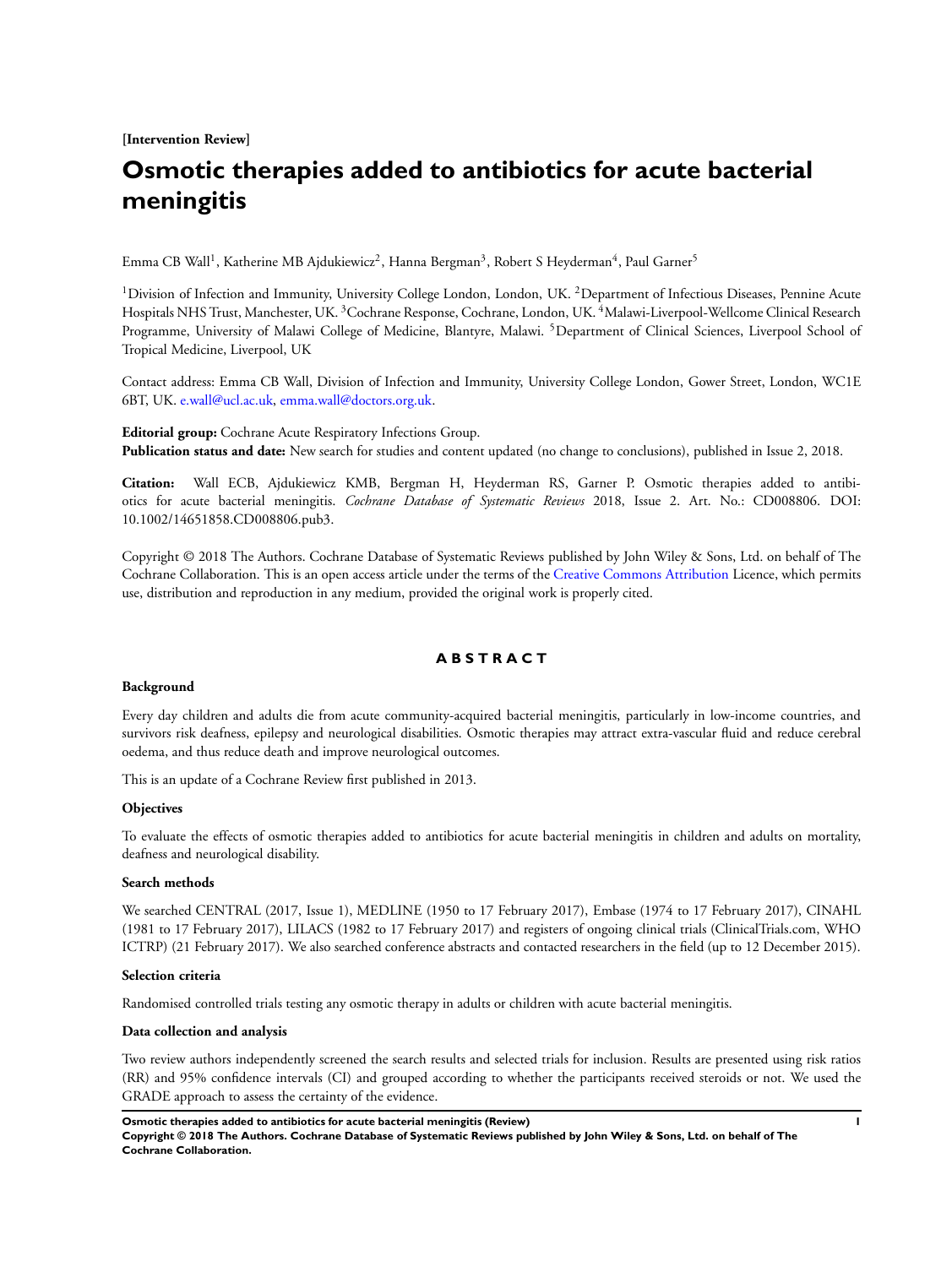**[Intervention Review]**

# Osmotic therapies added to antibiotics for acute bacterial meningitis

Emma CB Wall[1], Katherine MB Ajdukiewicz[2], Hanna Bergman[3], Robert S Heyderman[4], Paul Garner[5]

[1]Division of Infection and Immunity, University College London, London, UK. [2]Department of Infectious Diseases, Pennine Acute Hospitals NHS Trust, Manchester, UK. [3]Cochrane Response, Cochrane, London, UK. [4]Malawi-Liverpool-Wellcome Clinical Research Programme, University of Malawi College of Medicine, Blantyre, Malawi. [5]Department of Clinical Sciences, Liverpool School of Tropical Medicine, Liverpool, UK

Contact address: Emma CB Wall, Division of Infection and Immunity, University College London, Gower Street, London, WC1E 6BT, UK. e.wall@ucl.ac.uk, emma.wall@doctors.org.uk.

**Editorial group:** Cochrane Acute Respiratory Infections Group.
**Publication status and date:** New search for studies and content updated (no change to conclusions), published in Issue 2, 2018.

**Citation:** Wall ECB, Ajdukiewicz KMB, Bergman H, Heyderman RS, Garner P. Osmotic therapies added to antibiotics for acute bacterial meningitis. *Cochrane Database of Systematic Reviews* 2018, Issue 2. Art. No.: CD008806. DOI: 10.1002/14651858.CD008806.pub3.

Copyright © 2018 The Authors. Cochrane Database of Systematic Reviews published by John Wiley & Sons, Ltd. on behalf of The Cochrane Collaboration. This is an open access article under the terms of the Creative Commons Attribution Licence, which permits use, distribution and reproduction in any medium, provided the original work is properly cited.

## ABSTRACT

### Background

Every day children and adults die from acute community-acquired bacterial meningitis, particularly in low-income countries, and survivors risk deafness, epilepsy and neurological disabilities. Osmotic therapies may attract extra-vascular fluid and reduce cerebral oedema, and thus reduce death and improve neurological outcomes.

This is an update of a Cochrane Review first published in 2013.

### Objectives

To evaluate the effects of osmotic therapies added to antibiotics for acute bacterial meningitis in children and adults on mortality, deafness and neurological disability.

### Search methods

We searched CENTRAL (2017, Issue 1), MEDLINE (1950 to 17 February 2017), Embase (1974 to 17 February 2017), CINAHL (1981 to 17 February 2017), LILACS (1982 to 17 February 2017) and registers of ongoing clinical trials (ClinicalTrials.com, WHO ICTRP) (21 February 2017). We also searched conference abstracts and contacted researchers in the field (up to 12 December 2015).

### Selection criteria

Randomised controlled trials testing any osmotic therapy in adults or children with acute bacterial meningitis.

### Data collection and analysis

Two review authors independently screened the search results and selected trials for inclusion. Results are presented using risk ratios (RR) and 95% confidence intervals (CI) and grouped according to whether the participants received steroids or not. We used the GRADE approach to assess the certainty of the evidence.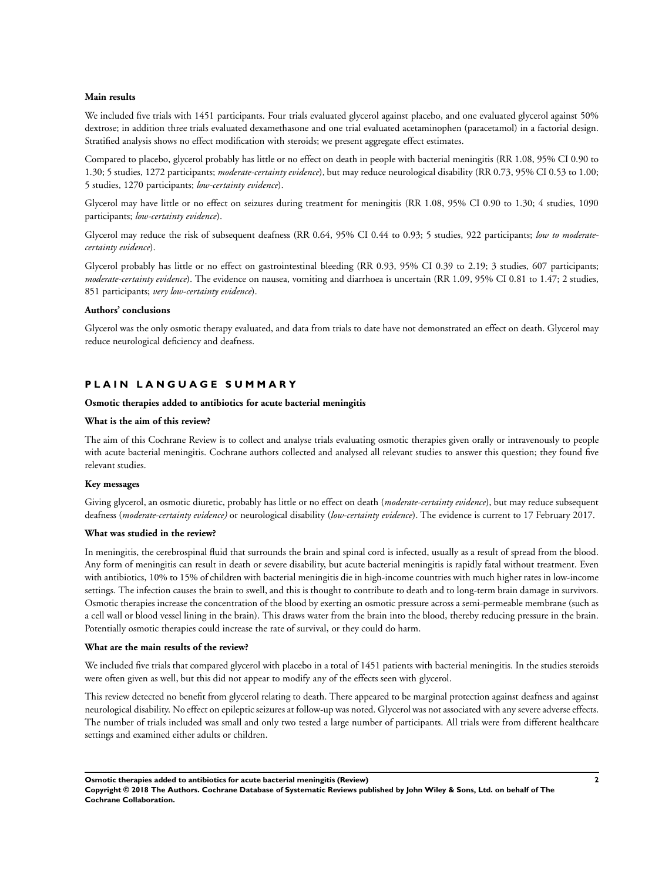#### Main results

We included five trials with 1451 participants. Four trials evaluated glycerol against placebo, and one evaluated glycerol against 50% dextrose; in addition three trials evaluated dexamethasone and one trial evaluated acetaminophen (paracetamol) in a factorial design. Stratified analysis shows no effect modification with steroids; we present aggregate effect estimates.

Compared to placebo, glycerol probably has little or no effect on death in people with bacterial meningitis (RR 1.08, 95% CI 0.90 to 1.30; 5 studies, 1272 participants; *moderate-certainty evidence*), but may reduce neurological disability (RR 0.73, 95% CI 0.53 to 1.00; 5 studies, 1270 participants; *low-certainty evidence*).

Glycerol may have little or no effect on seizures during treatment for meningitis (RR 1.08, 95% CI 0.90 to 1.30; 4 studies, 1090 participants; *low-certainty evidence*).

Glycerol may reduce the risk of subsequent deafness (RR 0.64, 95% CI 0.44 to 0.93; 5 studies, 922 participants; *low to moderate-certainty evidence*).

Glycerol probably has little or no effect on gastrointestinal bleeding (RR 0.93, 95% CI 0.39 to 2.19; 3 studies, 607 participants; *moderate-certainty evidence*). The evidence on nausea, vomiting and diarrhoea is uncertain (RR 1.09, 95% CI 0.81 to 1.47; 2 studies, 851 participants; *very low-certainty evidence*).

#### Authors' conclusions

Glycerol was the only osmotic therapy evaluated, and data from trials to date have not demonstrated an effect on death. Glycerol may reduce neurological deficiency and deafness.

## PLAIN LANGUAGE SUMMARY

#### Osmotic therapies added to antibiotics for acute bacterial meningitis

#### What is the aim of this review?

The aim of this Cochrane Review is to collect and analyse trials evaluating osmotic therapies given orally or intravenously to people with acute bacterial meningitis. Cochrane authors collected and analysed all relevant studies to answer this question; they found five relevant studies.

#### Key messages

Giving glycerol, an osmotic diuretic, probably has little or no effect on death (*moderate-certainty evidence*), but may reduce subsequent deafness (*moderate-certainty evidence)* or neurological disability (*low-certainty evidence*). The evidence is current to 17 February 2017.

#### What was studied in the review?

In meningitis, the cerebrospinal fluid that surrounds the brain and spinal cord is infected, usually as a result of spread from the blood. Any form of meningitis can result in death or severe disability, but acute bacterial meningitis is rapidly fatal without treatment. Even with antibiotics, 10% to 15% of children with bacterial meningitis die in high-income countries with much higher rates in low-income settings. The infection causes the brain to swell, and this is thought to contribute to death and to long-term brain damage in survivors. Osmotic therapies increase the concentration of the blood by exerting an osmotic pressure across a semi-permeable membrane (such as a cell wall or blood vessel lining in the brain). This draws water from the brain into the blood, thereby reducing pressure in the brain. Potentially osmotic therapies could increase the rate of survival, or they could do harm.

#### What are the main results of the review?

We included five trials that compared glycerol with placebo in a total of 1451 patients with bacterial meningitis. In the studies steroids were often given as well, but this did not appear to modify any of the effects seen with glycerol.

This review detected no benefit from glycerol relating to death. There appeared to be marginal protection against deafness and against neurological disability. No effect on epileptic seizures at follow-up was noted. Glycerol was not associated with any severe adverse effects. The number of trials included was small and only two tested a large number of participants. All trials were from different healthcare settings and examined either adults or children.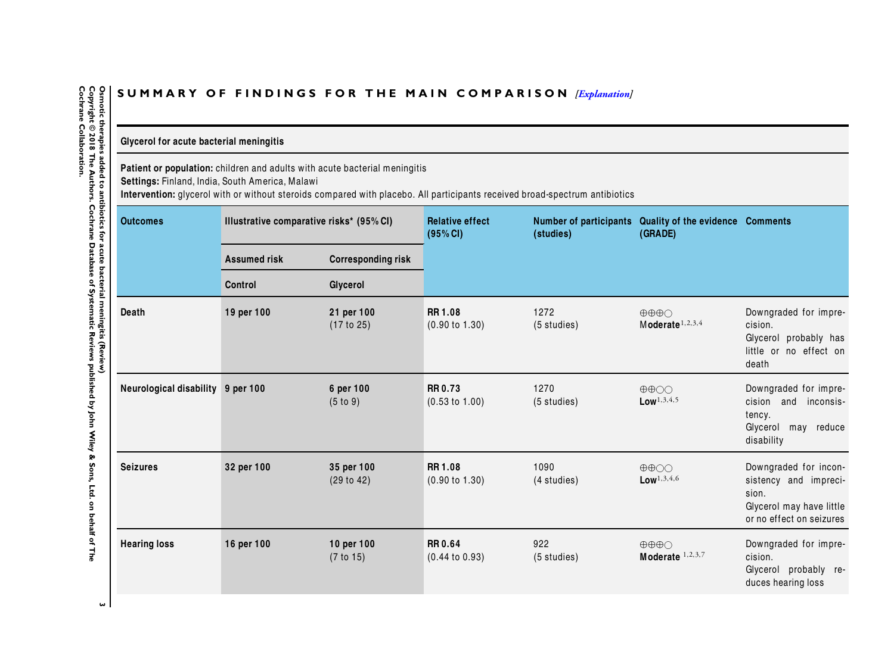## SUMMARY OF FINDINGS FOR THE MAIN COMPARISON *[Explanation]*

**Glycerol for acute bacterial meningitis**

**Patient or population:** children and adults with acute bacterial meningitis
**Settings:** Finland, India, South America, Malawi
**Intervention:** glycerol with or without steroids compared with placebo. All participants received broad-spectrum antibiotics

| Outcomes | Illustrative comparative risks* (95% CI) | | Relative effect (95% CI) | Number of participants (studies) | Quality of the evidence (GRADE) | Comments |
|---|---|---|---|---|---|---|
| | Assumed risk | Corresponding risk | | | | |
| | Control | Glycerol | | | | |
| **Death** | **19 per 100** | **21 per 100** (17 to 25) | **RR 1.08** (0.90 to 1.30) | 1272 (5 studies) | ⊕⊕⊕◯ **Moderate**[1,2,3,4] | Downgraded for imprecision. Glycerol probably has little or no effect on death |
| **Neurological disability** | **9 per 100** | **6 per 100** (5 to 9) | **RR 0.73** (0.53 to 1.00) | 1270 (5 studies) | ⊕⊕◯◯ **Low**[1,3,4,5] | Downgraded for imprecision and inconsistency. Glycerol may reduce disability |
| **Seizures** | **32 per 100** | **35 per 100** (29 to 42) | **RR 1.08** (0.90 to 1.30) | 1090 (4 studies) | ⊕⊕◯◯ **Low**[1,3,4,6] | Downgraded for inconsistency and imprecision. Glycerol may have little or no effect on seizures |
| **Hearing loss** | **16 per 100** | **10 per 100** (7 to 15) | **RR 0.64** (0.44 to 0.93) | 922 (5 studies) | ⊕⊕⊕◯ **Moderate** [1,2,3,7] | Downgraded for imprecision. Glycerol probably reduces hearing loss |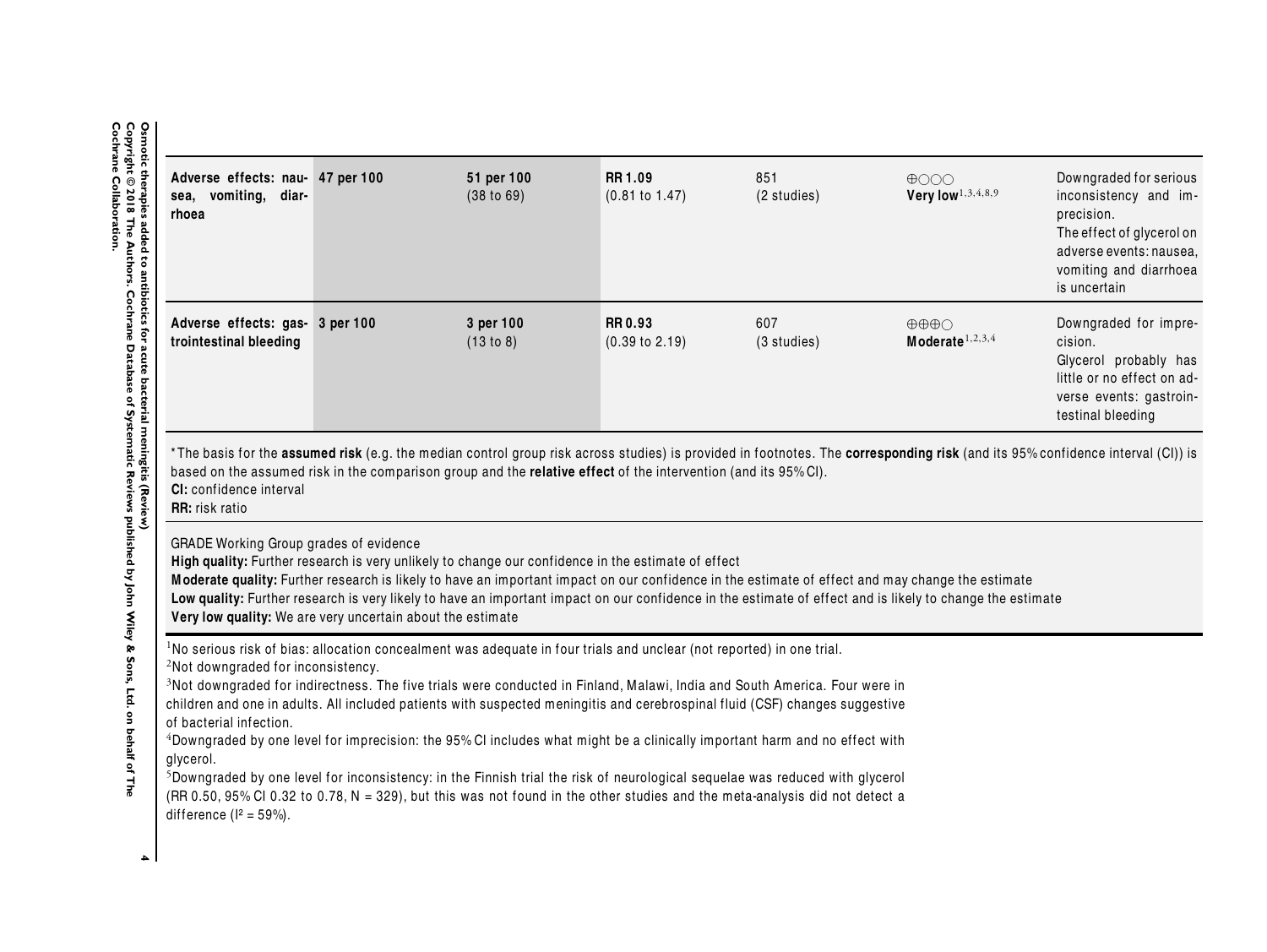| | | | | | | |
|---|---|---|---|---|---|---|
| **Adverse effects: nausea, vomiting, diarrhoea** | **47 per 100** | **51 per 100** (38 to 69) | **RR 1.09** (0.81 to 1.47) | 851 (2 studies) | ⊕○○○ **Very low**[1,3,4,8,9] | Downgraded for serious inconsistency and imprecision. The effect of glycerol on adverse events: nausea, vomiting and diarrhoea is uncertain |
| **Adverse effects: gastrointestinal bleeding** | **3 per 100** | **3 per 100** (13 to 8) | **RR 0.93** (0.39 to 2.19) | 607 (3 studies) | ⊕⊕⊕○ **Moderate**[1,2,3,4] | Downgraded for imprecision. Glycerol probably has little or no effect on adverse events: gastrointestinal bleeding |

*The basis for the **assumed risk** (e.g. the median control group risk across studies) is provided in footnotes. The **corresponding risk** (and its 95% confidence interval (CI)) is based on the assumed risk in the comparison group and the **relative effect** of the intervention (and its 95% CI).
**CI:** confidence interval
**RR:** risk ratio

GRADE Working Group grades of evidence
**High quality:** Further research is very unlikely to change our confidence in the estimate of effect
**Moderate quality:** Further research is likely to have an important impact on our confidence in the estimate of effect and may change the estimate
**Low quality:** Further research is very likely to have an important impact on our confidence in the estimate of effect and is likely to change the estimate
**Very low quality:** We are very uncertain about the estimate

[1]No serious risk of bias: allocation concealment was adequate in four trials and unclear (not reported) in one trial.
[2]Not downgraded for inconsistency.
[3]Not downgraded for indirectness. The five trials were conducted in Finland, Malawi, India and South America. Four were in children and one in adults. All included patients with suspected meningitis and cerebrospinal fluid (CSF) changes suggestive of bacterial infection.
[4]Downgraded by one level for imprecision: the 95% CI includes what might be a clinically important harm and no effect with glycerol.
[5]Downgraded by one level for inconsistency: in the Finnish trial the risk of neurological sequelae was reduced with glycerol (RR 0.50, 95% CI 0.32 to 0.78, N = 329), but this was not found in the other studies and the meta-analysis did not detect a difference ($I^2 = 59\%$).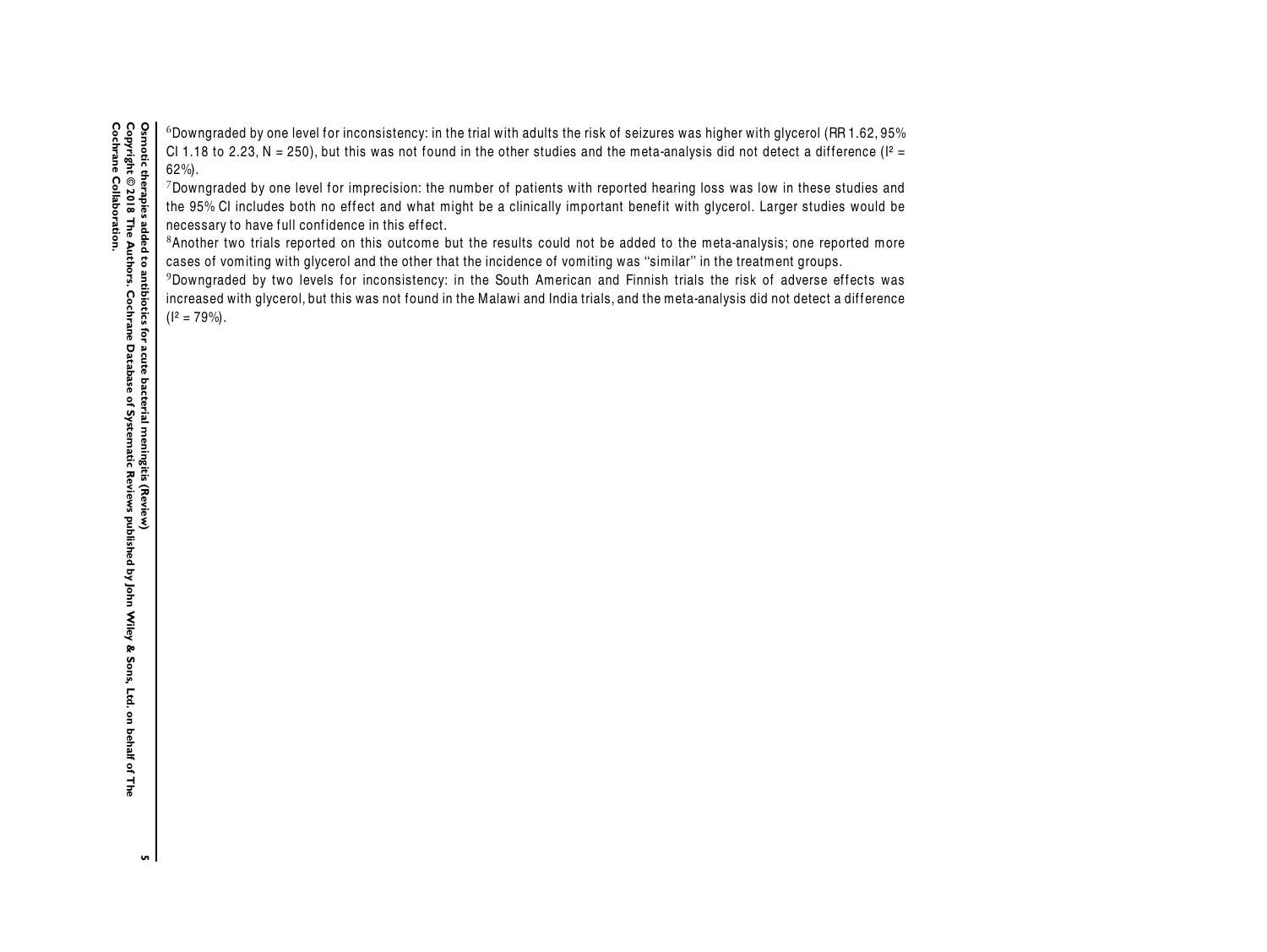[6]Downgraded by one level for inconsistency: in the trial with adults the risk of seizures was higher with glycerol (RR 1.62, 95% CI 1.18 to 2.23, N = 250), but this was not found in the other studies and the meta-analysis did not detect a difference ($I^2$ = 62%).

[7]Downgraded by one level for imprecision: the number of patients with reported hearing loss was low in these studies and the 95% CI includes both no effect and what might be a clinically important benefit with glycerol. Larger studies would be necessary to have full confidence in this effect.

[8]Another two trials reported on this outcome but the results could not be added to the meta-analysis; one reported more cases of vomiting with glycerol and the other that the incidence of vomiting was "similar" in the treatment groups.

[9]Downgraded by two levels for inconsistency: in the South American and Finnish trials the risk of adverse effects was increased with glycerol, but this was not found in the Malawi and India trials, and the meta-analysis did not detect a difference ($I^2$ = 79%).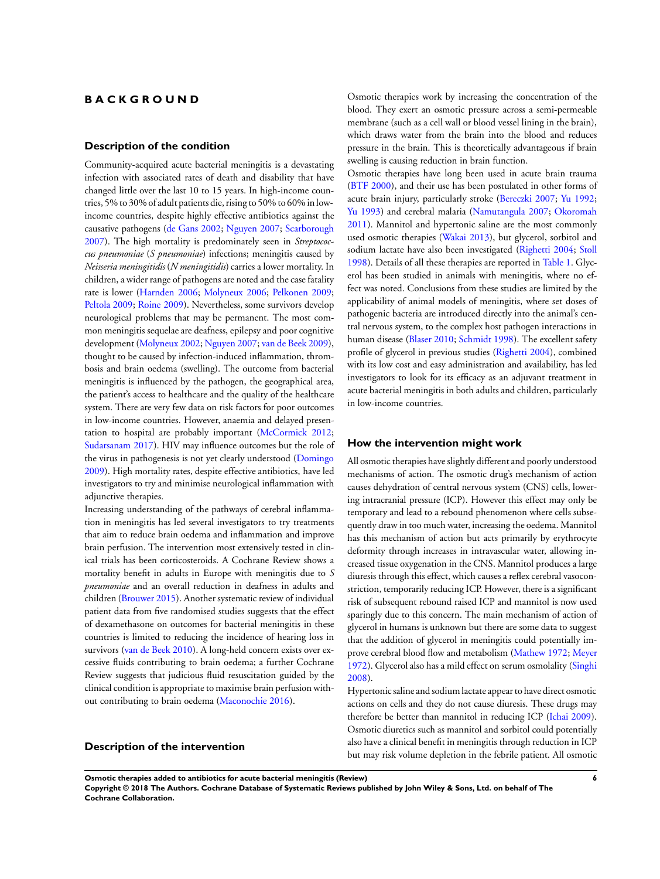# BACKGROUND

## Description of the condition

Community-acquired acute bacterial meningitis is a devastating infection with associated rates of death and disability that have changed little over the last 10 to 15 years. In high-income countries, 5% to 30% of adult patients die, rising to 50% to 60% in low-income countries, despite highly effective antibiotics against the causative pathogens (de Gans 2002; Nguyen 2007; Scarborough 2007). The high mortality is predominately seen in *Streptococcus pneumoniae* (*S pneumoniae*) infections; meningitis caused by *Neisseria meningitidis* (*N meningitidis*) carries a lower mortality. In children, a wider range of pathogens are noted and the case fatality rate is lower (Harnden 2006; Molyneux 2006; Pelkonen 2009; Peltola 2009; Roine 2009). Nevertheless, some survivors develop neurological problems that may be permanent. The most common meningitis sequelae are deafness, epilepsy and poor cognitive development (Molyneux 2002; Nguyen 2007; van de Beek 2009), thought to be caused by infection-induced inflammation, thrombosis and brain oedema (swelling). The outcome from bacterial meningitis is influenced by the pathogen, the geographical area, the patient's access to healthcare and the quality of the healthcare system. There are very few data on risk factors for poor outcomes in low-income countries. However, anaemia and delayed presentation to hospital are probably important (McCormick 2012; Sudarsanam 2017). HIV may influence outcomes but the role of the virus in pathogenesis is not yet clearly understood (Domingo 2009). High mortality rates, despite effective antibiotics, have led investigators to try and minimise neurological inflammation with adjunctive therapies.

Increasing understanding of the pathways of cerebral inflammation in meningitis has led several investigators to try treatments that aim to reduce brain oedema and inflammation and improve brain perfusion. The intervention most extensively tested in clinical trials has been corticosteroids. A Cochrane Review shows a mortality benefit in adults in Europe with meningitis due to *S pneumoniae* and an overall reduction in deafness in adults and children (Brouwer 2015). Another systematic review of individual patient data from five randomised studies suggests that the effect of dexamethasone on outcomes for bacterial meningitis in these countries is limited to reducing the incidence of hearing loss in survivors (van de Beek 2010). A long-held concern exists over excessive fluids contributing to brain oedema; a further Cochrane Review suggests that judicious fluid resuscitation guided by the clinical condition is appropriate to maximise brain perfusion without contributing to brain oedema (Maconochie 2016).

## Description of the intervention

Osmotic therapies work by increasing the concentration of the blood. They exert an osmotic pressure across a semi-permeable membrane (such as a cell wall or blood vessel lining in the brain), which draws water from the brain into the blood and reduces pressure in the brain. This is theoretically advantageous if brain swelling is causing reduction in brain function.

Osmotic therapies have long been used in acute brain trauma (BTF 2000), and their use has been postulated in other forms of acute brain injury, particularly stroke (Bereczki 2007; Yu 1992; Yu 1993) and cerebral malaria (Namutangula 2007; Okoromah 2011). Mannitol and hypertonic saline are the most commonly used osmotic therapies (Wakai 2013), but glycerol, sorbitol and sodium lactate have also been investigated (Righetti 2004; Stoll 1998). Details of all these therapies are reported in Table 1. Glycerol has been studied in animals with meningitis, where no effect was noted. Conclusions from these studies are limited by the applicability of animal models of meningitis, where set doses of pathogenic bacteria are introduced directly into the animal's central nervous system, to the complex host pathogen interactions in human disease (Blaser 2010; Schmidt 1998). The excellent safety profile of glycerol in previous studies (Righetti 2004), combined with its low cost and easy administration and availability, has led investigators to look for its efficacy as an adjuvant treatment in acute bacterial meningitis in both adults and children, particularly in low-income countries.

## How the intervention might work

All osmotic therapies have slightly different and poorly understood mechanisms of action. The osmotic drug's mechanism of action causes dehydration of central nervous system (CNS) cells, lowering intracranial pressure (ICP). However this effect may only be temporary and lead to a rebound phenomenon where cells subsequently draw in too much water, increasing the oedema. Mannitol has this mechanism of action but acts primarily by erythrocyte deformity through increases in intravascular water, allowing increased tissue oxygenation in the CNS. Mannitol produces a large diuresis through this effect, which causes a reflex cerebral vasoconstriction, temporarily reducing ICP. However, there is a significant risk of subsequent rebound raised ICP and mannitol is now used sparingly due to this concern. The main mechanism of action of glycerol in humans is unknown but there are some data to suggest that the addition of glycerol in meningitis could potentially improve cerebral blood flow and metabolism (Mathew 1972; Meyer 1972). Glycerol also has a mild effect on serum osmolality (Singhi 2008).

Hypertonic saline and sodium lactate appear to have direct osmotic actions on cells and they do not cause diuresis. These drugs may therefore be better than mannitol in reducing ICP (Ichai 2009). Osmotic diuretics such as mannitol and sorbitol could potentially also have a clinical benefit in meningitis through reduction in ICP but may risk volume depletion in the febrile patient. All osmotic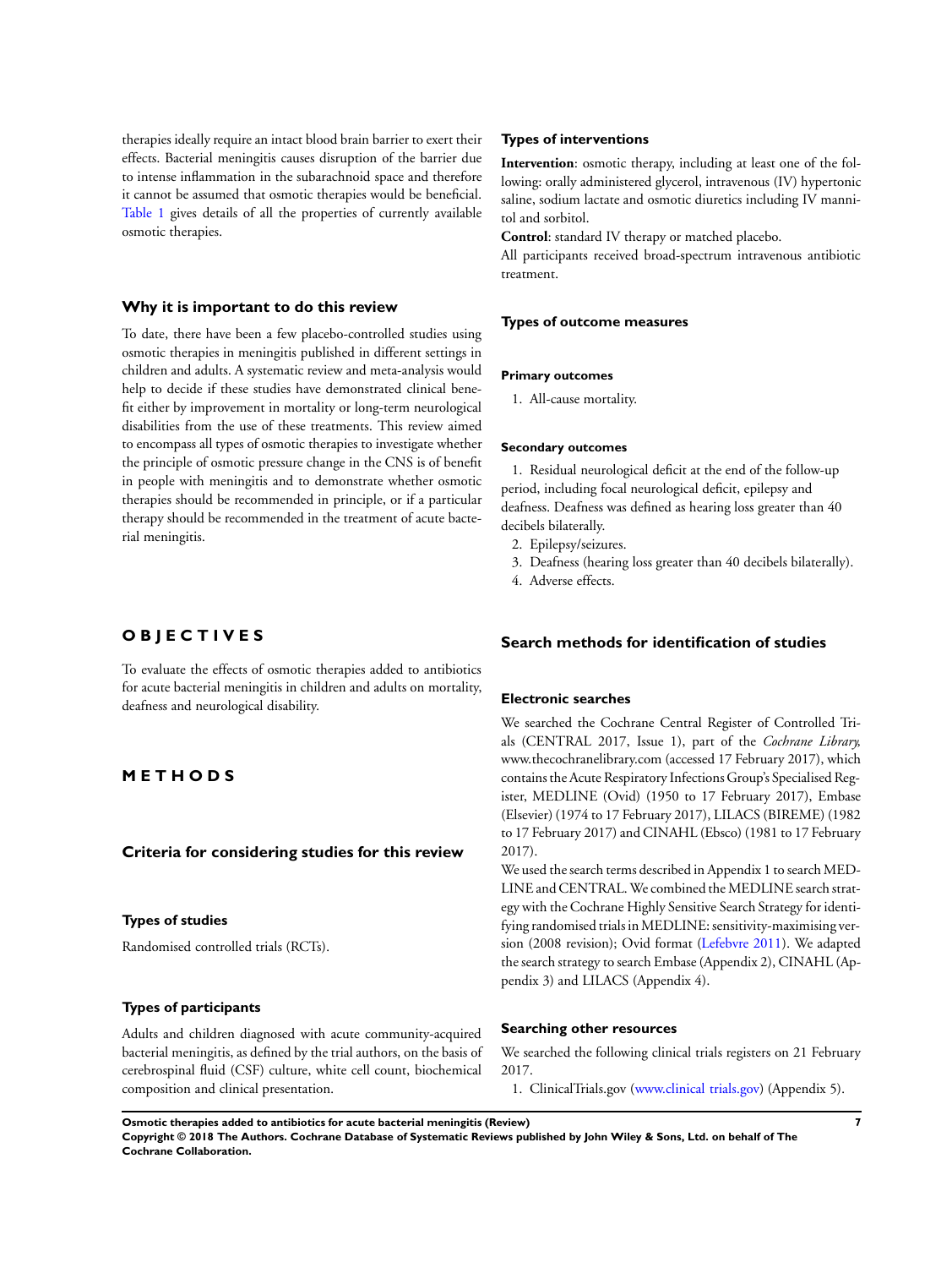therapies ideally require an intact blood brain barrier to exert their effects. Bacterial meningitis causes disruption of the barrier due to intense inflammation in the subarachnoid space and therefore it cannot be assumed that osmotic therapies would be beneficial. Table 1 gives details of all the properties of currently available osmotic therapies.

## Why it is important to do this review

To date, there have been a few placebo-controlled studies using osmotic therapies in meningitis published in different settings in children and adults. A systematic review and meta-analysis would help to decide if these studies have demonstrated clinical benefit either by improvement in mortality or long-term neurological disabilities from the use of these treatments. This review aimed to encompass all types of osmotic therapies to investigate whether the principle of osmotic pressure change in the CNS is of benefit in people with meningitis and to demonstrate whether osmotic therapies should be recommended in principle, or if a particular therapy should be recommended in the treatment of acute bacterial meningitis.

# OBJECTIVES

To evaluate the effects of osmotic therapies added to antibiotics for acute bacterial meningitis in children and adults on mortality, deafness and neurological disability.

# METHODS

## Criteria for considering studies for this review

### Types of studies

Randomised controlled trials (RCTs).

### Types of participants

Adults and children diagnosed with acute community-acquired bacterial meningitis, as defined by the trial authors, on the basis of cerebrospinal fluid (CSF) culture, white cell count, biochemical composition and clinical presentation.

### Types of interventions

**Intervention**: osmotic therapy, including at least one of the following: orally administered glycerol, intravenous (IV) hypertonic saline, sodium lactate and osmotic diuretics including IV mannitol and sorbitol.

**Control**: standard IV therapy or matched placebo.

All participants received broad-spectrum intravenous antibiotic treatment.

### Types of outcome measures

#### Primary outcomes

1. All-cause mortality.

#### Secondary outcomes

1. Residual neurological deficit at the end of the follow-up period, including focal neurological deficit, epilepsy and deafness. Deafness was defined as hearing loss greater than 40 decibels bilaterally.
2. Epilepsy/seizures.
3. Deafness (hearing loss greater than 40 decibels bilaterally).
4. Adverse effects.

## Search methods for identification of studies

### Electronic searches

We searched the Cochrane Central Register of Controlled Trials (CENTRAL 2017, Issue 1), part of the *Cochrane Library*, www.thecochranelibrary.com (accessed 17 February 2017), which contains the Acute Respiratory Infections Group's Specialised Register, MEDLINE (Ovid) (1950 to 17 February 2017), Embase (Elsevier) (1974 to 17 February 2017), LILACS (BIREME) (1982 to 17 February 2017) and CINAHL (Ebsco) (1981 to 17 February 2017).

We used the search terms described in Appendix 1 to search MEDLINE and CENTRAL. We combined the MEDLINE search strategy with the Cochrane Highly Sensitive Search Strategy for identifying randomised trials in MEDLINE: sensitivity-maximising version (2008 revision); Ovid format (Lefebvre 2011). We adapted the search strategy to search Embase (Appendix 2), CINAHL (Appendix 3) and LILACS (Appendix 4).

### Searching other resources

We searched the following clinical trials registers on 21 February 2017.

1. ClinicalTrials.gov (www.clinical trials.gov) (Appendix 5).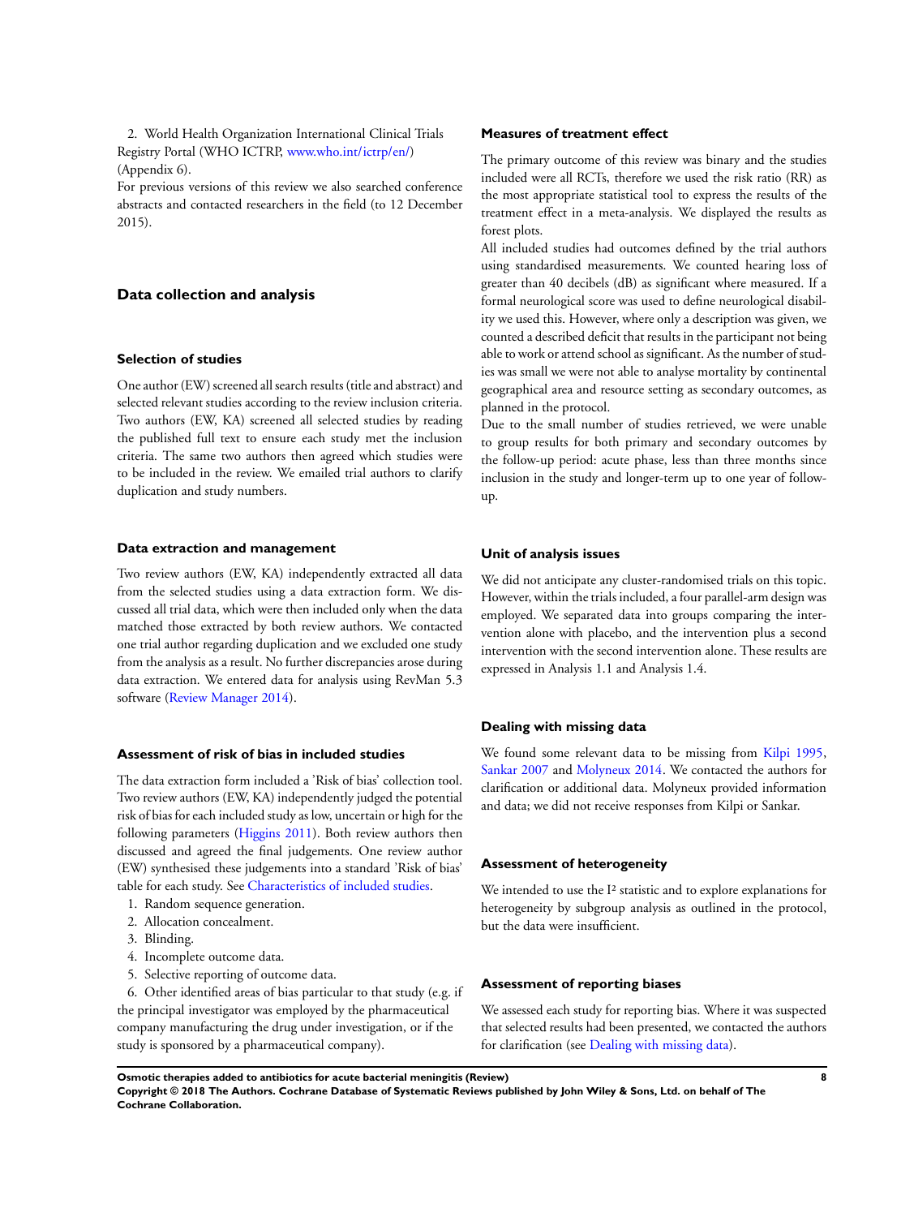2. World Health Organization International Clinical Trials Registry Portal (WHO ICTRP, www.who.int/ictrp/en/) (Appendix 6).

For previous versions of this review we also searched conference abstracts and contacted researchers in the field (to 12 December 2015).

## Data collection and analysis

### Selection of studies

One author (EW) screened all search results (title and abstract) and selected relevant studies according to the review inclusion criteria. Two authors (EW, KA) screened all selected studies by reading the published full text to ensure each study met the inclusion criteria. The same two authors then agreed which studies were to be included in the review. We emailed trial authors to clarify duplication and study numbers.

### Data extraction and management

Two review authors (EW, KA) independently extracted all data from the selected studies using a data extraction form. We discussed all trial data, which were then included only when the data matched those extracted by both review authors. We contacted one trial author regarding duplication and we excluded one study from the analysis as a result. No further discrepancies arose during data extraction. We entered data for analysis using RevMan 5.3 software (Review Manager 2014).

### Assessment of risk of bias in included studies

The data extraction form included a 'Risk of bias' collection tool. Two review authors (EW, KA) independently judged the potential risk of bias for each included study as low, uncertain or high for the following parameters (Higgins 2011). Both review authors then discussed and agreed the final judgements. One review author (EW) synthesised these judgements into a standard 'Risk of bias' table for each study. See Characteristics of included studies.

1. Random sequence generation.
2. Allocation concealment.
3. Blinding.
4. Incomplete outcome data.
5. Selective reporting of outcome data.
6. Other identified areas of bias particular to that study (e.g. if the principal investigator was employed by the pharmaceutical company manufacturing the drug under investigation, or if the study is sponsored by a pharmaceutical company).

### Measures of treatment effect

The primary outcome of this review was binary and the studies included were all RCTs, therefore we used the risk ratio (RR) as the most appropriate statistical tool to express the results of the treatment effect in a meta-analysis. We displayed the results as forest plots.

All included studies had outcomes defined by the trial authors using standardised measurements. We counted hearing loss of greater than 40 decibels (dB) as significant where measured. If a formal neurological score was used to define neurological disability we used this. However, where only a description was given, we counted a described deficit that results in the participant not being able to work or attend school as significant. As the number of studies was small we were not able to analyse mortality by continental geographical area and resource setting as secondary outcomes, as planned in the protocol.

Due to the small number of studies retrieved, we were unable to group results for both primary and secondary outcomes by the follow-up period: acute phase, less than three months since inclusion in the study and longer-term up to one year of follow-up.

### Unit of analysis issues

We did not anticipate any cluster-randomised trials on this topic. However, within the trials included, a four parallel-arm design was employed. We separated data into groups comparing the intervention alone with placebo, and the intervention plus a second intervention with the second intervention alone. These results are expressed in Analysis 1.1 and Analysis 1.4.

### Dealing with missing data

We found some relevant data to be missing from Kilpi 1995, Sankar 2007 and Molyneux 2014. We contacted the authors for clarification or additional data. Molyneux provided information and data; we did not receive responses from Kilpi or Sankar.

### Assessment of heterogeneity

We intended to use the $I^2$ statistic and to explore explanations for heterogeneity by subgroup analysis as outlined in the protocol, but the data were insufficient.

### Assessment of reporting biases

We assessed each study for reporting bias. Where it was suspected that selected results had been presented, we contacted the authors for clarification (see Dealing with missing data).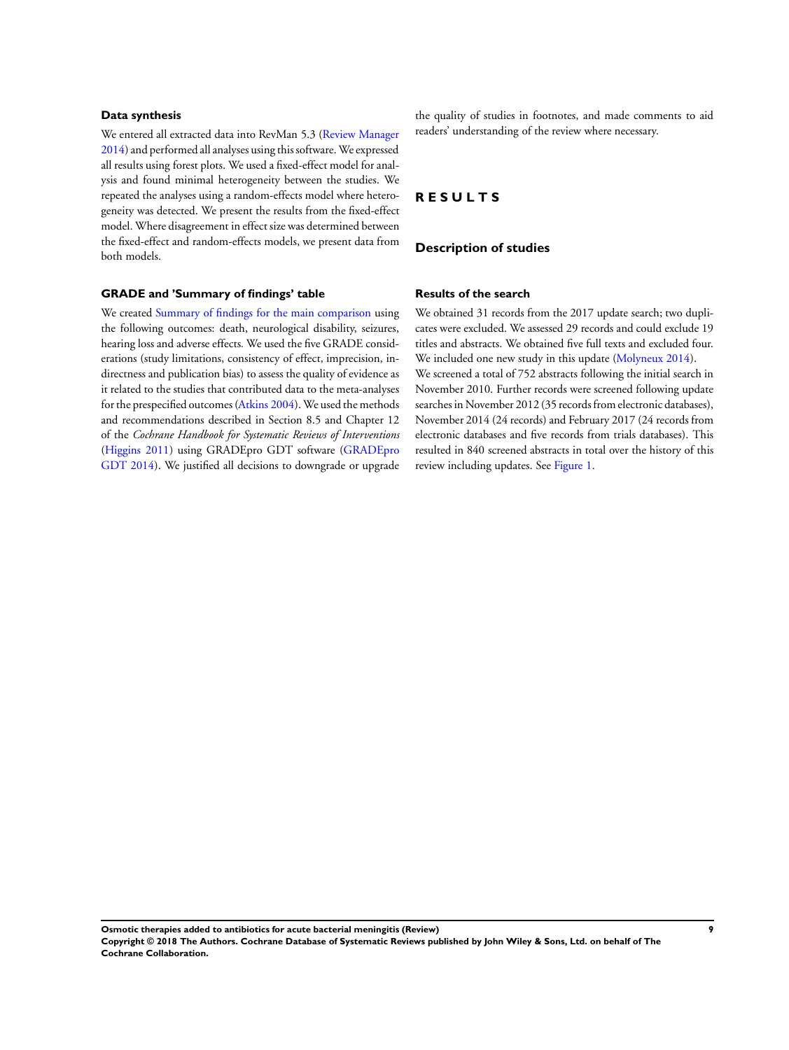### Data synthesis

We entered all extracted data into RevMan 5.3 (Review Manager 2014) and performed all analyses using this software. We expressed all results using forest plots. We used a fixed-effect model for analysis and found minimal heterogeneity between the studies. We repeated the analyses using a random-effects model where heterogeneity was detected. We present the results from the fixed-effect model. Where disagreement in effect size was determined between the fixed-effect and random-effects models, we present data from both models.

### GRADE and 'Summary of findings' table

We created Summary of findings for the main comparison using the following outcomes: death, neurological disability, seizures, hearing loss and adverse effects. We used the five GRADE considerations (study limitations, consistency of effect, imprecision, indirectness and publication bias) to assess the quality of evidence as it related to the studies that contributed data to the meta-analyses for the prespecified outcomes (Atkins 2004). We used the methods and recommendations described in Section 8.5 and Chapter 12 of the *Cochrane Handbook for Systematic Reviews of Interventions* (Higgins 2011) using GRADEpro GDT software (GRADEpro GDT 2014). We justified all decisions to downgrade or upgrade the quality of studies in footnotes, and made comments to aid readers' understanding of the review where necessary.

# RESULTS

## Description of studies

### Results of the search

We obtained 31 records from the 2017 update search; two duplicates were excluded. We assessed 29 records and could exclude 19 titles and abstracts. We obtained five full texts and excluded four. We included one new study in this update (Molyneux 2014).

We screened a total of 752 abstracts following the initial search in November 2010. Further records were screened following update searches in November 2012 (35 records from electronic databases), November 2014 (24 records) and February 2017 (24 records from electronic databases and five records from trials databases). This resulted in 840 screened abstracts in total over the history of this review including updates. See Figure 1.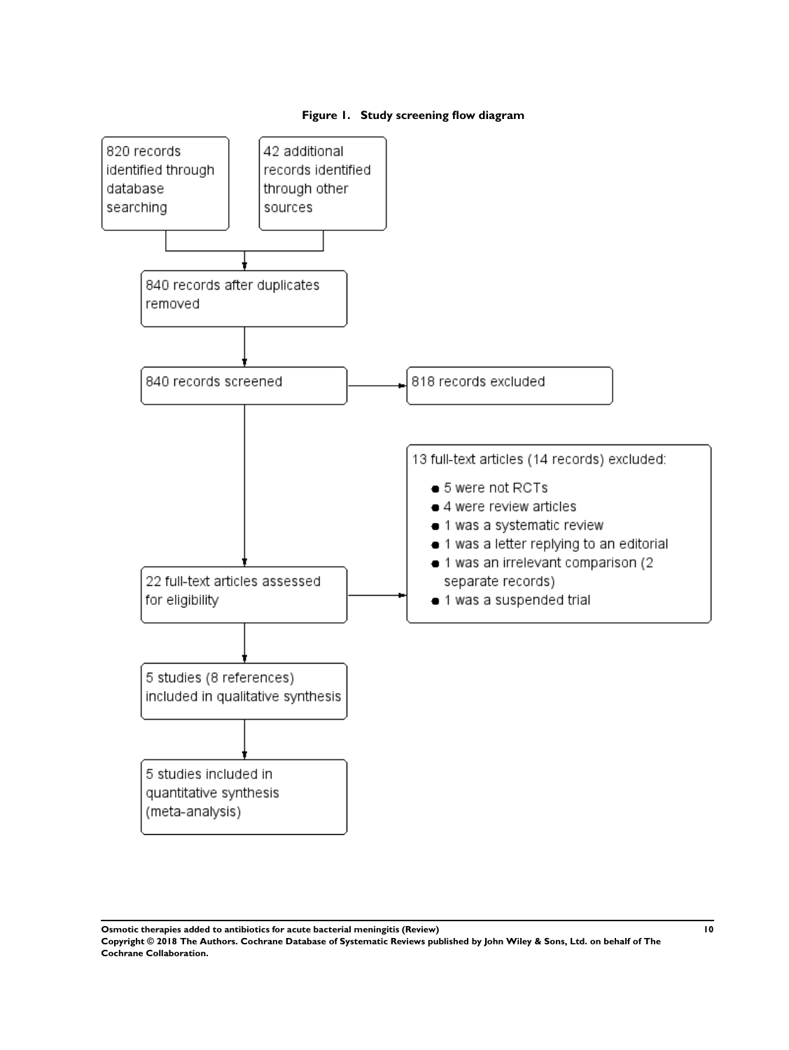**Figure 1. Study screening flow diagram**

820 records identified through database searching

42 additional records identified through other sources

840 records after duplicates removed

840 records screened

818 records excluded

22 full-text articles assessed for eligibility

13 full-text articles (14 records) excluded:

- 5 were not RCTs
- 4 were review articles
- 1 was a systematic review
- 1 was a letter replying to an editorial
- 1 was an irrelevant comparison (2 separate records)
- 1 was a suspended trial

5 studies (8 references) included in qualitative synthesis

5 studies included in quantitative synthesis (meta-analysis)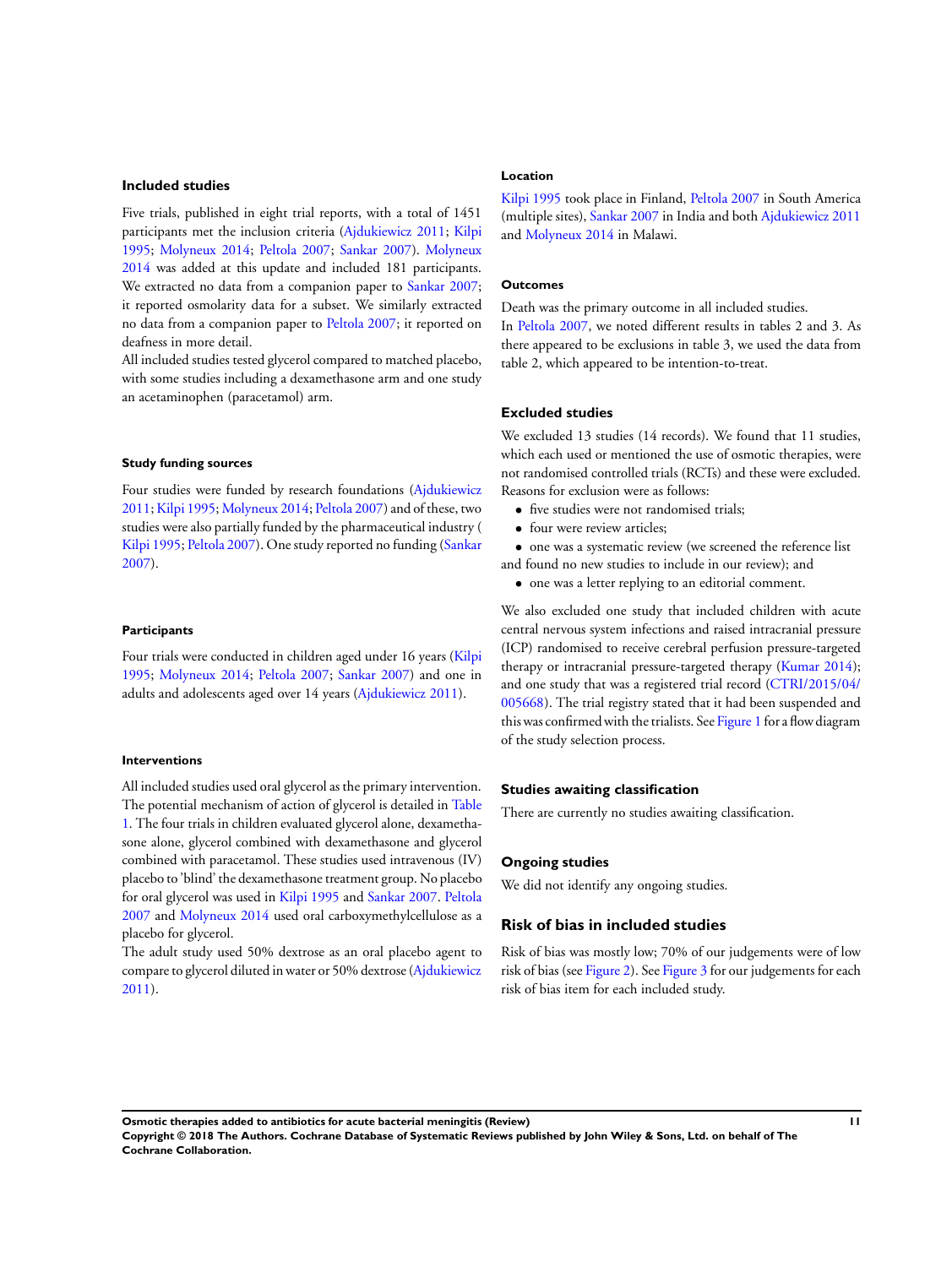## Included studies

Five trials, published in eight trial reports, with a total of 1451 participants met the inclusion criteria (Ajdukiewicz 2011; Kilpi 1995; Molyneux 2014; Peltola 2007; Sankar 2007). Molyneux 2014 was added at this update and included 181 participants. We extracted no data from a companion paper to Sankar 2007; it reported osmolarity data for a subset. We similarly extracted no data from a companion paper to Peltola 2007; it reported on deafness in more detail.

All included studies tested glycerol compared to matched placebo, with some studies including a dexamethasone arm and one study an acetaminophen (paracetamol) arm.

#### Study funding sources

Four studies were funded by research foundations (Ajdukiewicz 2011; Kilpi 1995; Molyneux 2014; Peltola 2007) and of these, two studies were also partially funded by the pharmaceutical industry ( Kilpi 1995; Peltola 2007). One study reported no funding (Sankar 2007).

#### Participants

Four trials were conducted in children aged under 16 years (Kilpi 1995; Molyneux 2014; Peltola 2007; Sankar 2007) and one in adults and adolescents aged over 14 years (Ajdukiewicz 2011).

#### Interventions

All included studies used oral glycerol as the primary intervention. The potential mechanism of action of glycerol is detailed in Table 1. The four trials in children evaluated glycerol alone, dexamethasone alone, glycerol combined with dexamethasone and glycerol combined with paracetamol. These studies used intravenous (IV) placebo to 'blind' the dexamethasone treatment group. No placebo for oral glycerol was used in Kilpi 1995 and Sankar 2007. Peltola 2007 and Molyneux 2014 used oral carboxymethylcellulose as a placebo for glycerol.

The adult study used 50% dextrose as an oral placebo agent to compare to glycerol diluted in water or 50% dextrose (Ajdukiewicz 2011).

#### Location

Kilpi 1995 took place in Finland, Peltola 2007 in South America (multiple sites), Sankar 2007 in India and both Ajdukiewicz 2011 and Molyneux 2014 in Malawi.

#### Outcomes

Death was the primary outcome in all included studies.

In Peltola 2007, we noted different results in tables 2 and 3. As there appeared to be exclusions in table 3, we used the data from table 2, which appeared to be intention-to-treat.

### Excluded studies

We excluded 13 studies (14 records). We found that 11 studies, which each used or mentioned the use of osmotic therapies, were not randomised controlled trials (RCTs) and these were excluded. Reasons for exclusion were as follows:

- five studies were not randomised trials;
- four were review articles;
- one was a systematic review (we screened the reference list and found no new studies to include in our review); and
- one was a letter replying to an editorial comment.

We also excluded one study that included children with acute central nervous system infections and raised intracranial pressure (ICP) randomised to receive cerebral perfusion pressure-targeted therapy or intracranial pressure-targeted therapy (Kumar 2014); and one study that was a registered trial record (CTRI/2015/04/005668). The trial registry stated that it had been suspended and this was confirmed with the trialists. See Figure 1 for a flow diagram of the study selection process.

### Studies awaiting classification

There are currently no studies awaiting classification.

### Ongoing studies

We did not identify any ongoing studies.

## Risk of bias in included studies

Risk of bias was mostly low; 70% of our judgements were of low risk of bias (see Figure 2). See Figure 3 for our judgements for each risk of bias item for each included study.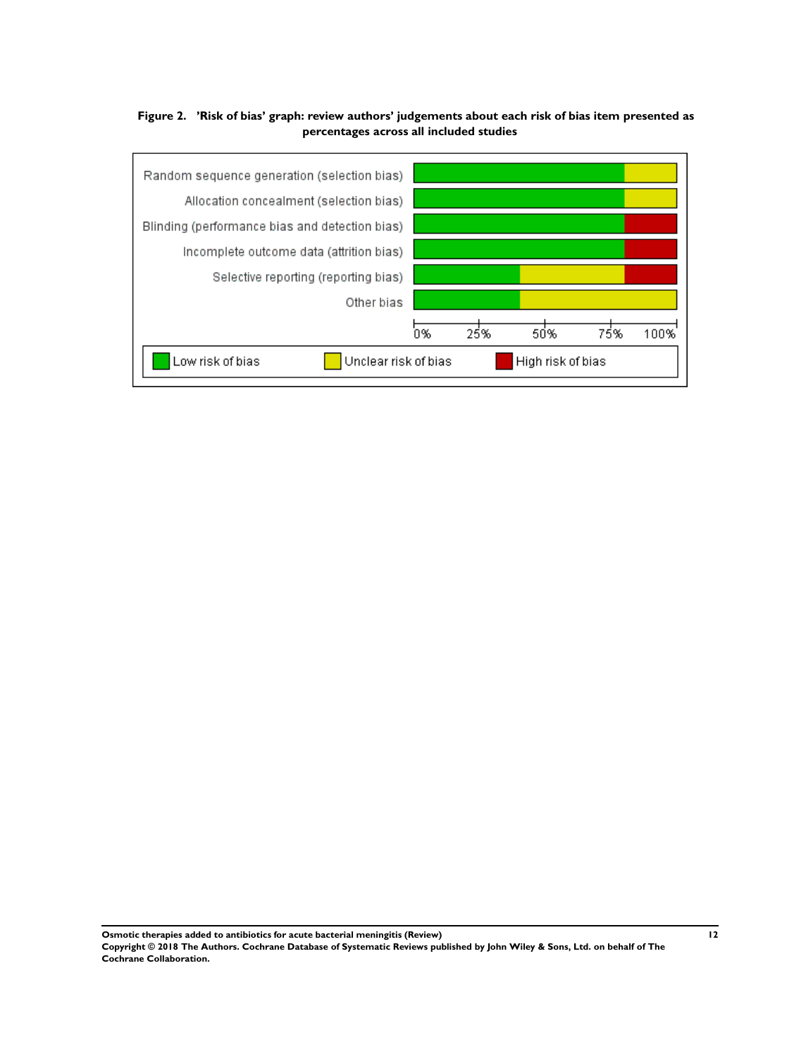**Figure 2. 'Risk of bias' graph: review authors' judgements about each risk of bias item presented as percentages across all included studies**

| Risk of bias item | Low risk of bias | Unclear risk of bias | High risk of bias |
| --- | --- | --- | --- |
| Random sequence generation (selection bias) | ■ | ■ | |
| Allocation concealment (selection bias) | ■ | ■ | |
| Blinding (performance bias and detection bias) | ■ | | ■ |
| Incomplete outcome data (attrition bias) | ■ | | ■ |
| Selective reporting (reporting bias) | ■ | ■ | ■ |
| Other bias | ■ | ■ | |

0% 25% 50% 75% 100%

Low risk of bias | Unclear risk of bias | High risk of bias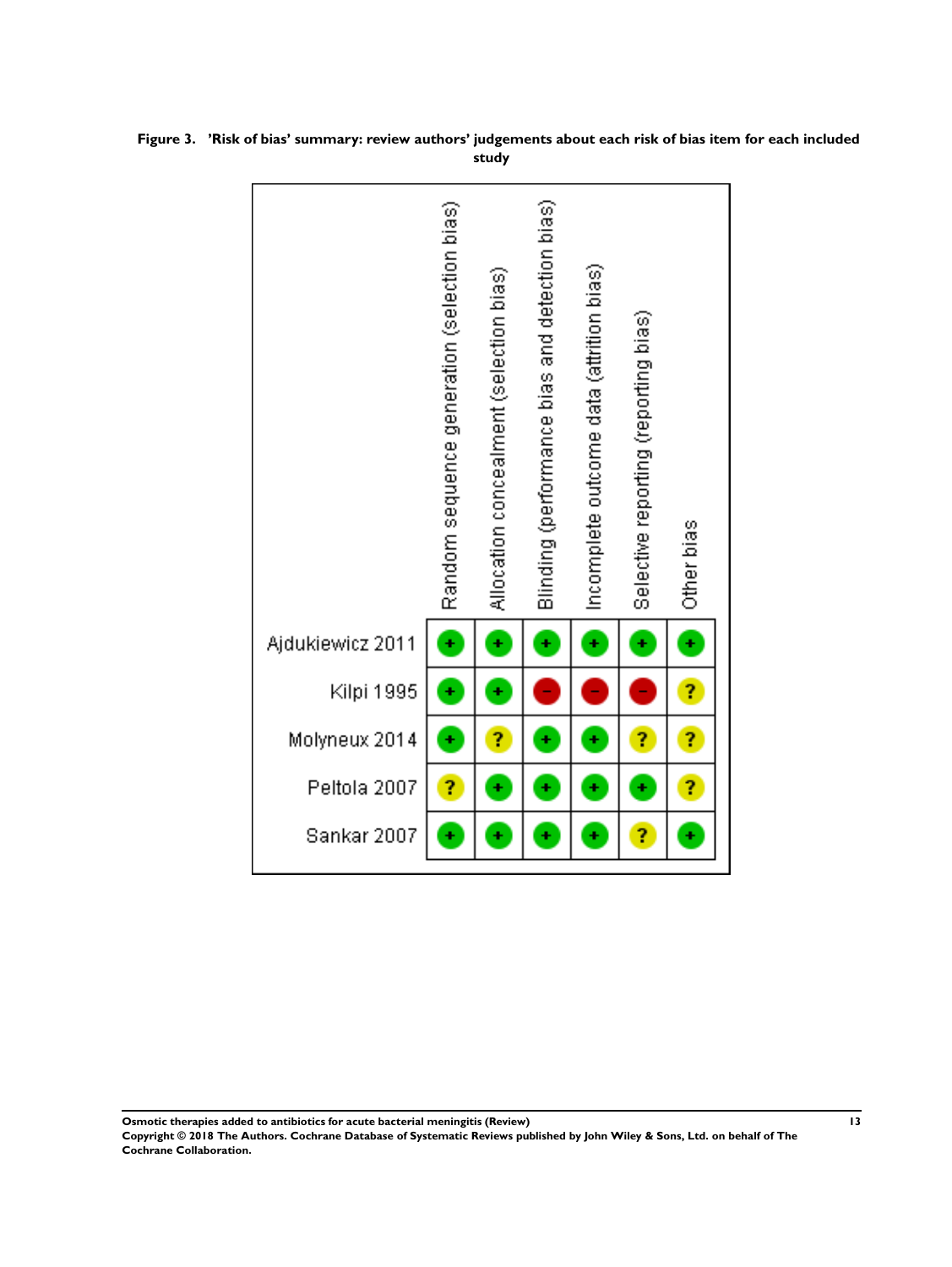**Figure 3. 'Risk of bias' summary: review authors' judgements about each risk of bias item for each included study**

| | Random sequence generation (selection bias) | Allocation concealment (selection bias) | Blinding (performance bias and detection bias) | Incomplete outcome data (attrition bias) | Selective reporting (reporting bias) | Other bias |
|---|---|---|---|---|---|---|
| Ajdukiewicz 2011 | + | + | + | + | + | + |
| Kilpi 1995 | + | + | − | − | − | ? |
| Molyneux 2014 | + | ? | + | + | ? | ? |
| Peltola 2007 | ? | + | + | + | + | ? |
| Sankar 2007 | + | + | + | + | ? | + |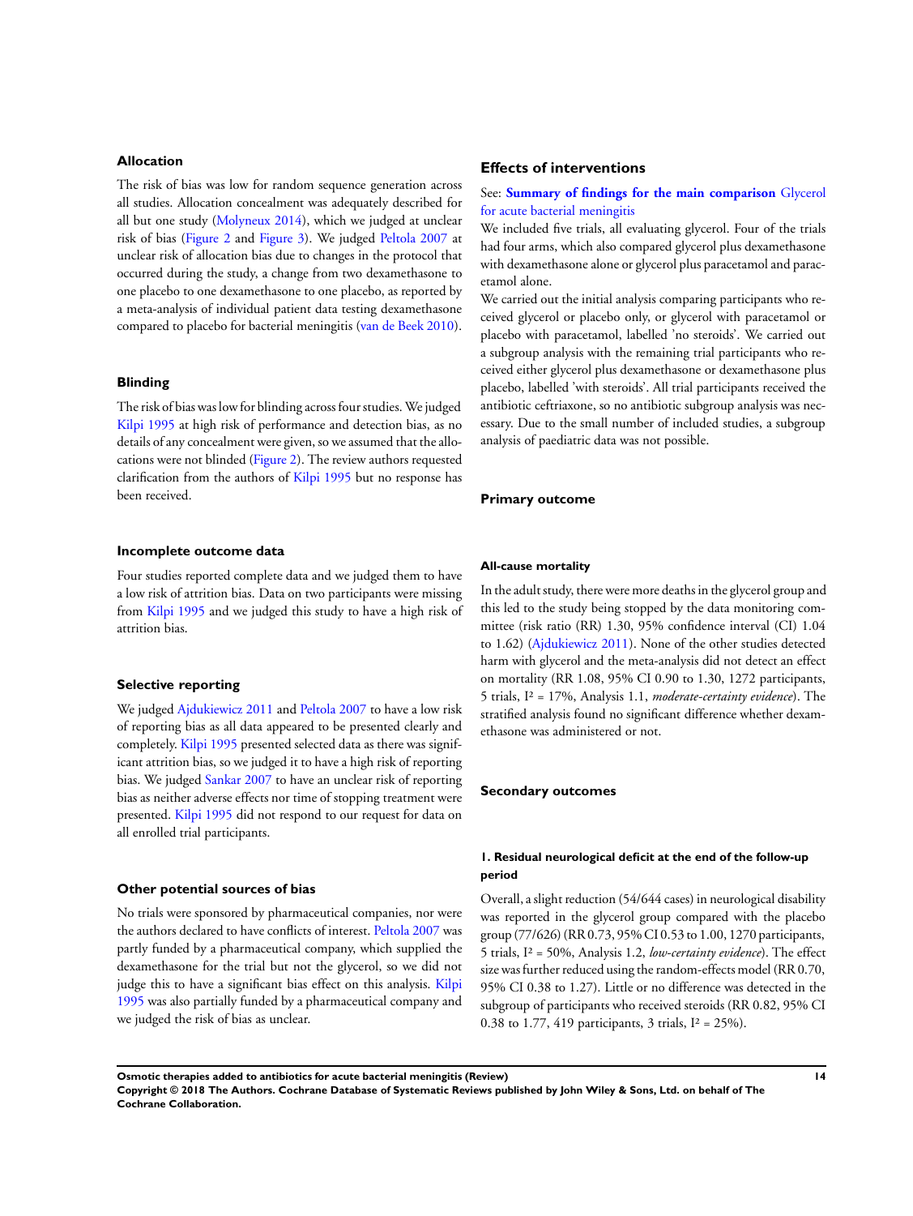### Allocation

The risk of bias was low for random sequence generation across all studies. Allocation concealment was adequately described for all but one study (Molyneux 2014), which we judged at unclear risk of bias (Figure 2 and Figure 3). We judged Peltola 2007 at unclear risk of allocation bias due to changes in the protocol that occurred during the study, a change from two dexamethasone to one placebo to one dexamethasone to one placebo, as reported by a meta-analysis of individual patient data testing dexamethasone compared to placebo for bacterial meningitis (van de Beek 2010).

### Blinding

The risk of bias was low for blinding across four studies. We judged Kilpi 1995 at high risk of performance and detection bias, as no details of any concealment were given, so we assumed that the allocations were not blinded (Figure 2). The review authors requested clarification from the authors of Kilpi 1995 but no response has been received.

### Incomplete outcome data

Four studies reported complete data and we judged them to have a low risk of attrition bias. Data on two participants were missing from Kilpi 1995 and we judged this study to have a high risk of attrition bias.

### Selective reporting

We judged Ajdukiewicz 2011 and Peltola 2007 to have a low risk of reporting bias as all data appeared to be presented clearly and completely. Kilpi 1995 presented selected data as there was significant attrition bias, so we judged it to have a high risk of reporting bias. We judged Sankar 2007 to have an unclear risk of reporting bias as neither adverse effects nor time of stopping treatment were presented. Kilpi 1995 did not respond to our request for data on all enrolled trial participants.

### Other potential sources of bias

No trials were sponsored by pharmaceutical companies, nor were the authors declared to have conflicts of interest. Peltola 2007 was partly funded by a pharmaceutical company, which supplied the dexamethasone for the trial but not the glycerol, so we did not judge this to have a significant bias effect on this analysis. Kilpi 1995 was also partially funded by a pharmaceutical company and we judged the risk of bias as unclear.

## Effects of interventions

See: **Summary of findings for the main comparison** Glycerol for acute bacterial meningitis

We included five trials, all evaluating glycerol. Four of the trials had four arms, which also compared glycerol plus dexamethasone with dexamethasone alone or glycerol plus paracetamol and paracetamol alone.

We carried out the initial analysis comparing participants who received glycerol or placebo only, or glycerol with paracetamol or placebo with paracetamol, labelled 'no steroids'. We carried out a subgroup analysis with the remaining trial participants who received either glycerol plus dexamethasone or dexamethasone plus placebo, labelled 'with steroids'. All trial participants received the antibiotic ceftriaxone, so no antibiotic subgroup analysis was necessary. Due to the small number of included studies, a subgroup analysis of paediatric data was not possible.

### Primary outcome

#### All-cause mortality

In the adult study, there were more deaths in the glycerol group and this led to the study being stopped by the data monitoring committee (risk ratio (RR) 1.30, 95% confidence interval (CI) 1.04 to 1.62) (Ajdukiewicz 2011). None of the other studies detected harm with glycerol and the meta-analysis did not detect an effect on mortality (RR 1.08, 95% CI 0.90 to 1.30, 1272 participants, 5 trials, $I^2$ = 17%, Analysis 1.1, *moderate-certainty evidence*). The stratified analysis found no significant difference whether dexamethasone was administered or not.

### Secondary outcomes

#### 1. Residual neurological deficit at the end of the follow-up period

Overall, a slight reduction (54/644 cases) in neurological disability was reported in the glycerol group compared with the placebo group (77/626) (RR 0.73, 95% CI 0.53 to 1.00, 1270 participants, 5 trials, $I^2$ = 50%, Analysis 1.2, *low-certainty evidence*). The effect size was further reduced using the random-effects model (RR 0.70, 95% CI 0.38 to 1.27). Little or no difference was detected in the subgroup of participants who received steroids (RR 0.82, 95% CI 0.38 to 1.77, 419 participants, 3 trials, $I^2$ = 25%).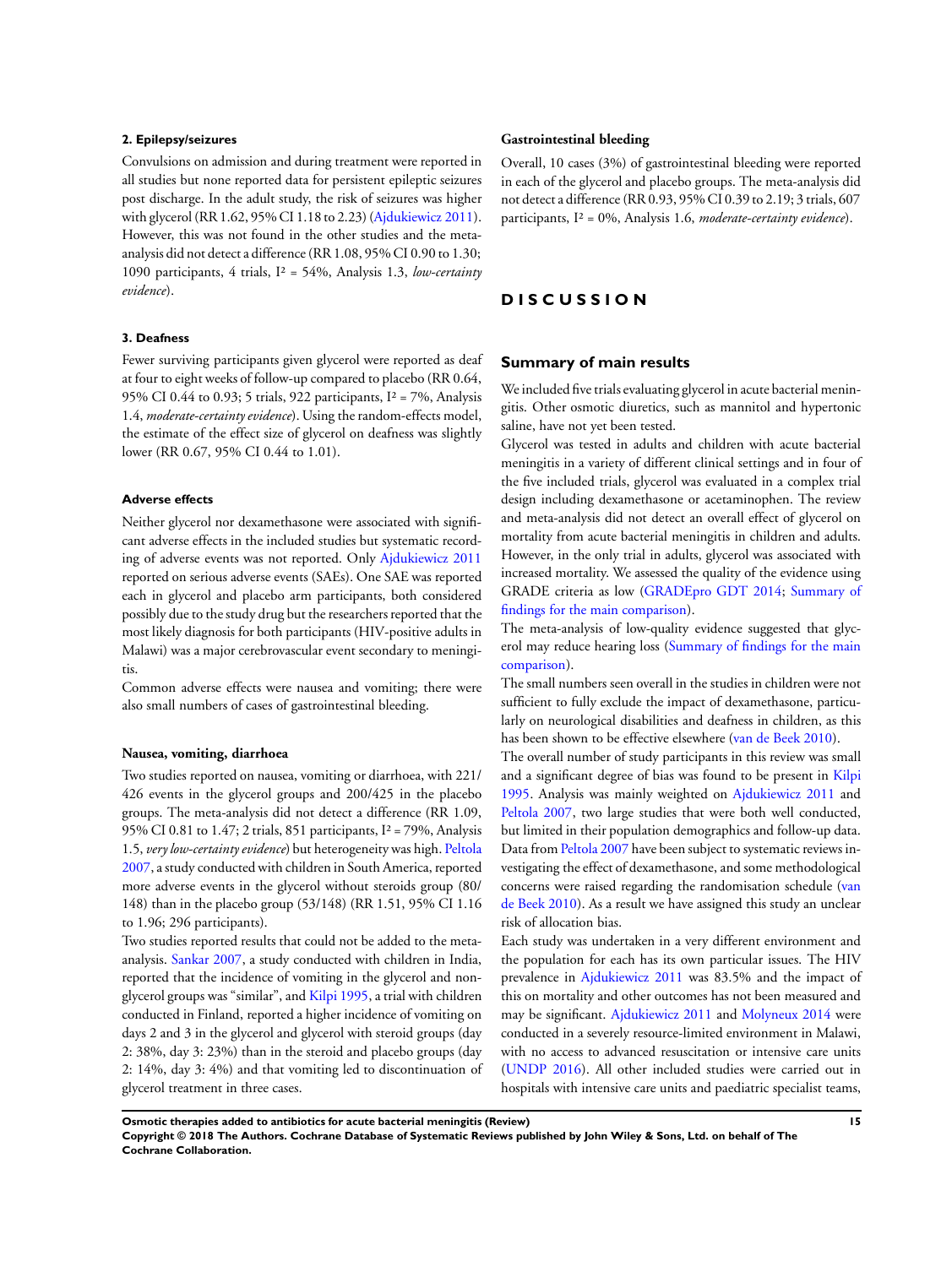#### 2. Epilepsy/seizures

Convulsions on admission and during treatment were reported in all studies but none reported data for persistent epileptic seizures post discharge. In the adult study, the risk of seizures was higher with glycerol (RR 1.62, 95% CI 1.18 to 2.23) (Ajdukiewicz 2011). However, this was not found in the other studies and the meta-analysis did not detect a difference (RR 1.08, 95% CI 0.90 to 1.30; 1090 participants, 4 trials, $I^2$ = 54%, Analysis 1.3, *low-certainty evidence*).

#### 3. Deafness

Fewer surviving participants given glycerol were reported as deaf at four to eight weeks of follow-up compared to placebo (RR 0.64, 95% CI 0.44 to 0.93; 5 trials, 922 participants, $I^2$ = 7%, Analysis 1.4, *moderate-certainty evidence*). Using the random-effects model, the estimate of the effect size of glycerol on deafness was slightly lower (RR 0.67, 95% CI 0.44 to 1.01).

#### Adverse effects

Neither glycerol nor dexamethasone were associated with significant adverse effects in the included studies but systematic recording of adverse events was not reported. Only Ajdukiewicz 2011 reported on serious adverse events (SAEs). One SAE was reported each in glycerol and placebo arm participants, both considered possibly due to the study drug but the researchers reported that the most likely diagnosis for both participants (HIV-positive adults in Malawi) was a major cerebrovascular event secondary to meningitis.

Common adverse effects were nausea and vomiting; there were also small numbers of cases of gastrointestinal bleeding.

#### Nausea, vomiting, diarrhoea

Two studies reported on nausea, vomiting or diarrhoea, with 221/426 events in the glycerol groups and 200/425 in the placebo groups. The meta-analysis did not detect a difference (RR 1.09, 95% CI 0.81 to 1.47; 2 trials, 851 participants, $I^2$ = 79%, Analysis 1.5, *very low-certainty evidence*) but heterogeneity was high. Peltola 2007, a study conducted with children in South America, reported more adverse events in the glycerol without steroids group (80/148) than in the placebo group (53/148) (RR 1.51, 95% CI 1.16 to 1.96; 296 participants).

Two studies reported results that could not be added to the meta-analysis. Sankar 2007, a study conducted with children in India, reported that the incidence of vomiting in the glycerol and non-glycerol groups was "similar", and Kilpi 1995, a trial with children conducted in Finland, reported a higher incidence of vomiting on days 2 and 3 in the glycerol and glycerol with steroid groups (day 2: 38%, day 3: 23%) than in the steroid and placebo groups (day 2: 14%, day 3: 4%) and that vomiting led to discontinuation of glycerol treatment in three cases.

#### Gastrointestinal bleeding

Overall, 10 cases (3%) of gastrointestinal bleeding were reported in each of the glycerol and placebo groups. The meta-analysis did not detect a difference (RR 0.93, 95% CI 0.39 to 2.19; 3 trials, 607 participants, $I^2$ = 0%, Analysis 1.6, *moderate-certainty evidence*).

# DISCUSSION

## Summary of main results

We included five trials evaluating glycerol in acute bacterial meningitis. Other osmotic diuretics, such as mannitol and hypertonic saline, have not yet been tested.

Glycerol was tested in adults and children with acute bacterial meningitis in a variety of different clinical settings and in four of the five included trials, glycerol was evaluated in a complex trial design including dexamethasone or acetaminophen. The review and meta-analysis did not detect an overall effect of glycerol on mortality from acute bacterial meningitis in children and adults. However, in the only trial in adults, glycerol was associated with increased mortality. We assessed the quality of the evidence using GRADE criteria as low (GRADEpro GDT 2014; Summary of findings for the main comparison).

The meta-analysis of low-quality evidence suggested that glycerol may reduce hearing loss (Summary of findings for the main comparison).

The small numbers seen overall in the studies in children were not sufficient to fully exclude the impact of dexamethasone, particularly on neurological disabilities and deafness in children, as this has been shown to be effective elsewhere (van de Beek 2010).

The overall number of study participants in this review was small and a significant degree of bias was found to be present in Kilpi 1995. Analysis was mainly weighted on Ajdukiewicz 2011 and Peltola 2007, two large studies that were both well conducted, but limited in their population demographics and follow-up data. Data from Peltola 2007 have been subject to systematic reviews investigating the effect of dexamethasone, and some methodological concerns were raised regarding the randomisation schedule (van de Beek 2010). As a result we have assigned this study an unclear risk of allocation bias.

Each study was undertaken in a very different environment and the population for each has its own particular issues. The HIV prevalence in Ajdukiewicz 2011 was 83.5% and the impact of this on mortality and other outcomes has not been measured and may be significant. Ajdukiewicz 2011 and Molyneux 2014 were conducted in a severely resource-limited environment in Malawi, with no access to advanced resuscitation or intensive care units (UNDP 2016). All other included studies were carried out in hospitals with intensive care units and paediatric specialist teams,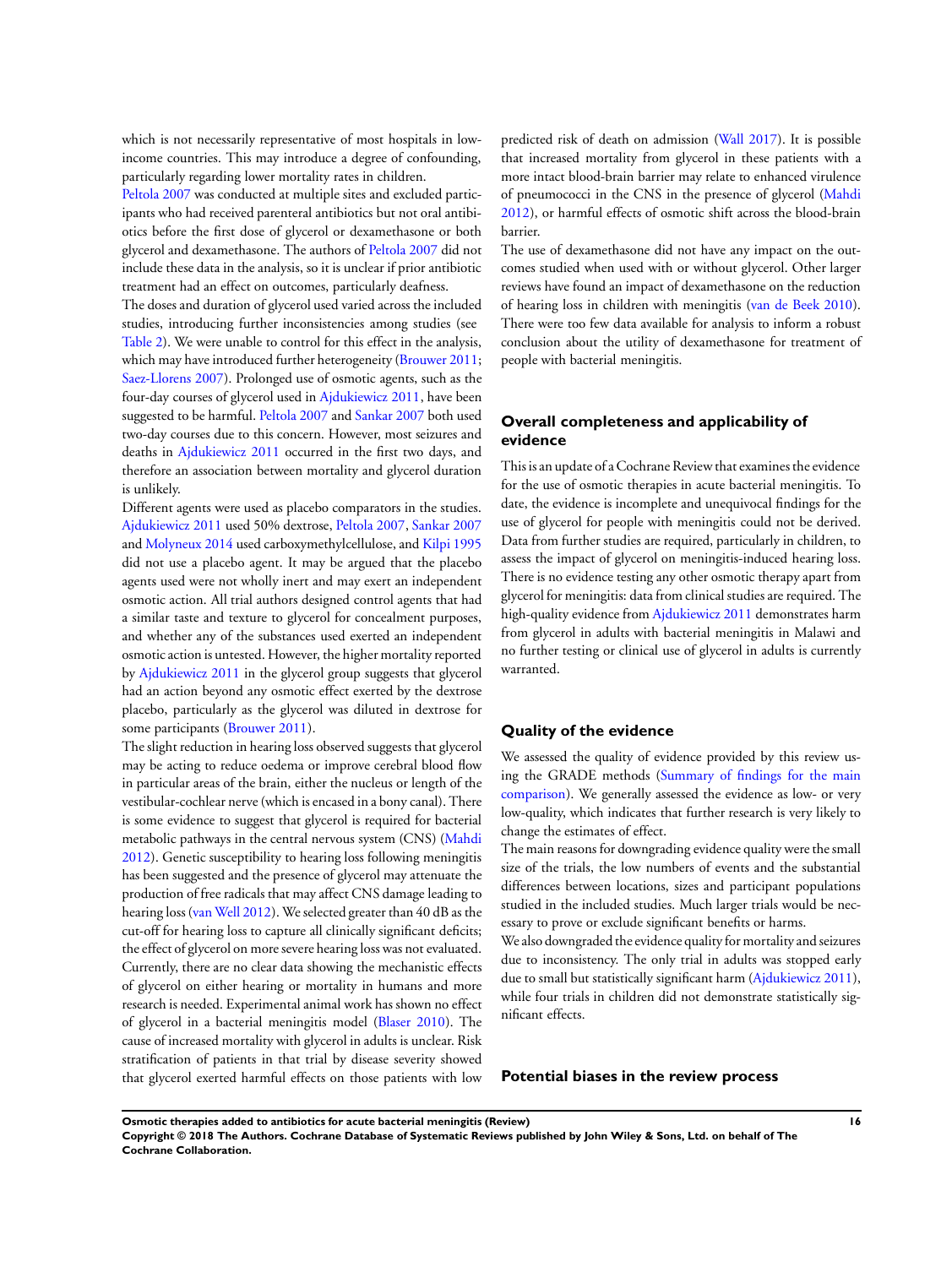which is not necessarily representative of most hospitals in low-income countries. This may introduce a degree of confounding, particularly regarding lower mortality rates in children.

Peltola 2007 was conducted at multiple sites and excluded participants who had received parenteral antibiotics but not oral antibiotics before the first dose of glycerol or dexamethasone or both glycerol and dexamethasone. The authors of Peltola 2007 did not include these data in the analysis, so it is unclear if prior antibiotic treatment had an effect on outcomes, particularly deafness.

The doses and duration of glycerol used varied across the included studies, introducing further inconsistencies among studies (see Table 2). We were unable to control for this effect in the analysis, which may have introduced further heterogeneity (Brouwer 2011; Saez-Llorens 2007). Prolonged use of osmotic agents, such as the four-day courses of glycerol used in Ajdukiewicz 2011, have been suggested to be harmful. Peltola 2007 and Sankar 2007 both used two-day courses due to this concern. However, most seizures and deaths in Ajdukiewicz 2011 occurred in the first two days, and therefore an association between mortality and glycerol duration is unlikely.

Different agents were used as placebo comparators in the studies. Ajdukiewicz 2011 used 50% dextrose, Peltola 2007, Sankar 2007 and Molyneux 2014 used carboxymethylcellulose, and Kilpi 1995 did not use a placebo agent. It may be argued that the placebo agents used were not wholly inert and may exert an independent osmotic action. All trial authors designed control agents that had a similar taste and texture to glycerol for concealment purposes, and whether any of the substances used exerted an independent osmotic action is untested. However, the higher mortality reported by Ajdukiewicz 2011 in the glycerol group suggests that glycerol had an action beyond any osmotic effect exerted by the dextrose placebo, particularly as the glycerol was diluted in dextrose for some participants (Brouwer 2011).

The slight reduction in hearing loss observed suggests that glycerol may be acting to reduce oedema or improve cerebral blood flow in particular areas of the brain, either the nucleus or length of the vestibular-cochlear nerve (which is encased in a bony canal). There is some evidence to suggest that glycerol is required for bacterial metabolic pathways in the central nervous system (CNS) (Mahdi 2012). Genetic susceptibility to hearing loss following meningitis has been suggested and the presence of glycerol may attenuate the production of free radicals that may affect CNS damage leading to hearing loss (van Well 2012). We selected greater than 40 dB as the cut-off for hearing loss to capture all clinically significant deficits; the effect of glycerol on more severe hearing loss was not evaluated. Currently, there are no clear data showing the mechanistic effects of glycerol on either hearing or mortality in humans and more research is needed. Experimental animal work has shown no effect of glycerol in a bacterial meningitis model (Blaser 2010). The cause of increased mortality with glycerol in adults is unclear. Risk stratification of patients in that trial by disease severity showed that glycerol exerted harmful effects on those patients with low predicted risk of death on admission (Wall 2017). It is possible that increased mortality from glycerol in these patients with a more intact blood-brain barrier may relate to enhanced virulence of pneumococci in the CNS in the presence of glycerol (Mahdi 2012), or harmful effects of osmotic shift across the blood-brain barrier.

The use of dexamethasone did not have any impact on the outcomes studied when used with or without glycerol. Other larger reviews have found an impact of dexamethasone on the reduction of hearing loss in children with meningitis (van de Beek 2010). There were too few data available for analysis to inform a robust conclusion about the utility of dexamethasone for treatment of people with bacterial meningitis.

## Overall completeness and applicability of evidence

This is an update of a Cochrane Review that examines the evidence for the use of osmotic therapies in acute bacterial meningitis. To date, the evidence is incomplete and unequivocal findings for the use of glycerol for people with meningitis could not be derived. Data from further studies are required, particularly in children, to assess the impact of glycerol on meningitis-induced hearing loss. There is no evidence testing any other osmotic therapy apart from glycerol for meningitis: data from clinical studies are required. The high-quality evidence from Ajdukiewicz 2011 demonstrates harm from glycerol in adults with bacterial meningitis in Malawi and no further testing or clinical use of glycerol in adults is currently warranted.

## Quality of the evidence

We assessed the quality of evidence provided by this review using the GRADE methods (Summary of findings for the main comparison). We generally assessed the evidence as low- or very low-quality, which indicates that further research is very likely to change the estimates of effect.

The main reasons for downgrading evidence quality were the small size of the trials, the low numbers of events and the substantial differences between locations, sizes and participant populations studied in the included studies. Much larger trials would be necessary to prove or exclude significant benefits or harms.

We also downgraded the evidence quality for mortality and seizures due to inconsistency. The only trial in adults was stopped early due to small but statistically significant harm (Ajdukiewicz 2011), while four trials in children did not demonstrate statistically significant effects.

## Potential biases in the review process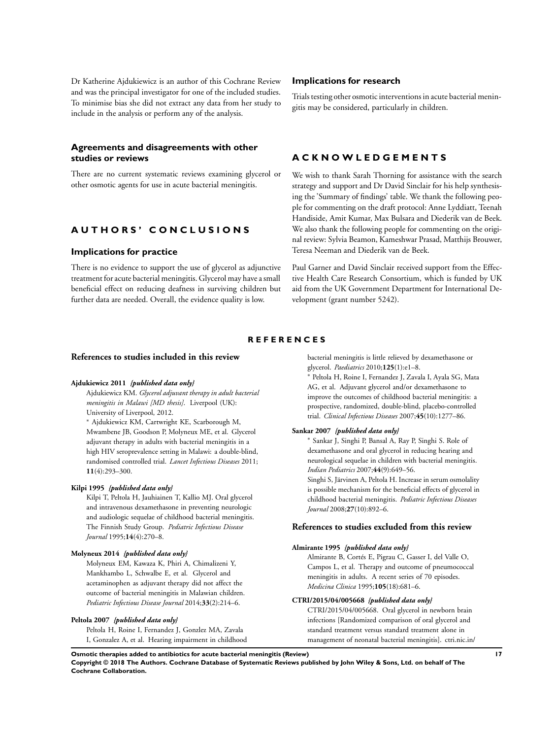Dr Katherine Ajdukiewicz is an author of this Cochrane Review and was the principal investigator for one of the included studies. To minimise bias she did not extract any data from her study to include in the analysis or perform any of the analysis.

### Agreements and disagreements with other studies or reviews

There are no current systematic reviews examining glycerol or other osmotic agents for use in acute bacterial meningitis.

## AUTHORS' CONCLUSIONS

### Implications for practice

There is no evidence to support the use of glycerol as adjunctive treatment for acute bacterial meningitis. Glycerol may have a small beneficial effect on reducing deafness in surviving children but further data are needed. Overall, the evidence quality is low.

### Implications for research

Trials testing other osmotic interventions in acute bacterial meningitis may be considered, particularly in children.

## ACKNOWLEDGEMENTS

We wish to thank Sarah Thorning for assistance with the search strategy and support and Dr David Sinclair for his help synthesising the 'Summary of findings' table. We thank the following people for commenting on the draft protocol: Anne Lyddiatt, Teenah Handiside, Amit Kumar, Max Bulsara and Diederik van de Beek. We also thank the following people for commenting on the original review: Sylvia Beamon, Kameshwar Prasad, Matthijs Brouwer, Teresa Neeman and Diederik van de Beek.

Paul Garner and David Sinclair received support from the Effective Health Care Research Consortium, which is funded by UK aid from the UK Government Department for International Development (grant number 5242).

## REFERENCES

### References to studies included in this review

**Ajdukiewicz 2011** *{published data only}*

Ajdukiewicz KM. *Glycerol adjuvant therapy in adult bacterial meningitis in Malawi [MD thesis]*. Liverpool (UK): University of Liverpool, 2012.

* Ajdukiewicz KM, Cartwright KE, Scarborough M, Mwambene JB, Goodson P, Molyneux ME, et al. Glycerol adjuvant therapy in adults with bacterial meningitis in a high HIV seroprevalence setting in Malawi: a double-blind, randomised controlled trial. *Lancet Infectious Diseases* 2011; **11**(4):293–300.

**Kilpi 1995** *{published data only}*

Kilpi T, Peltola H, Jauhiainen T, Kallio MJ. Oral glycerol and intravenous dexamethasone in preventing neurologic and audiologic sequelae of childhood bacterial meningitis. The Finnish Study Group. *Pediatric Infectious Disease Journal* 1995;**14**(4):270–8.

**Molyneux 2014** *{published data only}*

Molyneux EM, Kawaza K, Phiri A, Chimalizeni Y, Mankhambo L, Schwalbe E, et al. Glycerol and acetaminophen as adjuvant therapy did not affect the outcome of bacterial meningitis in Malawian children. *Pediatric Infectious Disease Journal* 2014;**33**(2):214–6.

**Peltola 2007** *{published data only}*

Peltola H, Roine I, Fernandez J, Gonzlez MA, Zavala I, Gonzalez A, et al. Hearing impairment in childhood bacterial meningitis is little relieved by dexamethasone or glycerol. *Paediatrics* 2010;**125**(1):e1–8.

* Peltola H, Roine I, Fernandez J, Zavala I, Ayala SG, Mata AG, et al. Adjuvant glycerol and/or dexamethasone to improve the outcomes of childhood bacterial meningitis: a prospective, randomized, double-blind, placebo-controlled trial. *Clinical Infectious Diseases* 2007;**45**(10):1277–86.

**Sankar 2007** *{published data only}*

* Sankar J, Singhi P, Bansal A, Ray P, Singhi S. Role of dexamethasone and oral glycerol in reducing hearing and neurological sequelae in children with bacterial meningitis. *Indian Pediatrics* 2007;**44**(9):649–56.

Singhi S, Järvinen A, Peltola H. Increase in serum osmolality is possible mechanism for the beneficial effects of glycerol in childhood bacterial meningitis. *Pediatric Infectious Diseases Journal* 2008;**27**(10):892–6.

### References to studies excluded from this review

**Almirante 1995** *{published data only}*

Almirante B, Cortés E, Pigrau C, Gasser I, del Valle O, Campos L, et al. Therapy and outcome of pneumococcal meningitis in adults. A recent series of 70 episodes. *Medicina Clinica* 1995;**105**(18):681–6.

**CTRI/2015/04/005668** *{published data only}*

CTRI/2015/04/005668. Oral glycerol in newborn brain infections [Randomized comparison of oral glycerol and standard treatment versus standard treatment alone in management of neonatal bacterial meningitis]. ctri.nic.in/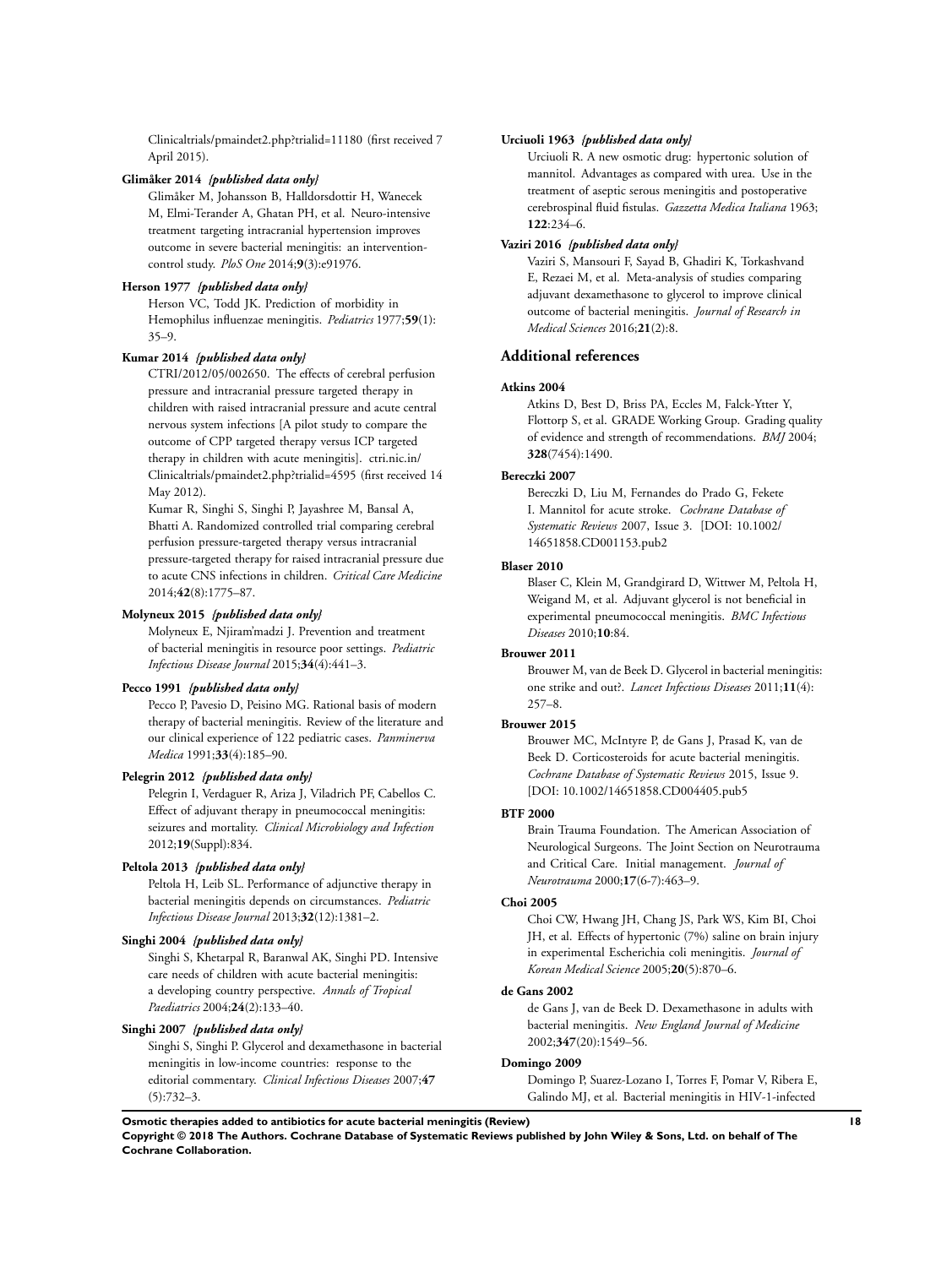Clinicaltrials/pmaindet2.php?trialid=11180 (first received 7 April 2015).

**Glimåker 2014** *{published data only}*

Glimåker M, Johansson B, Halldorsdottir H, Wanecek M, Elmi-Terander A, Ghatan PH, et al. Neuro-intensive treatment targeting intracranial hypertension improves outcome in severe bacterial meningitis: an intervention-control study. *PloS One* 2014;**9**(3):e91976.

**Herson 1977** *{published data only}*

Herson VC, Todd JK. Prediction of morbidity in Hemophilus influenzae meningitis. *Pediatrics* 1977;**59**(1): 35–9.

**Kumar 2014** *{published data only}*

CTRI/2012/05/002650. The effects of cerebral perfusion pressure and intracranial pressure targeted therapy in children with raised intracranial pressure and acute central nervous system infections [A pilot study to compare the outcome of CPP targeted therapy versus ICP targeted therapy in children with acute meningitis]. ctri.nic.in/Clinicaltrials/pmaindet2.php?trialid=4595 (first received 14 May 2012).

Kumar R, Singhi S, Singhi P, Jayashree M, Bansal A, Bhatti A. Randomized controlled trial comparing cerebral perfusion pressure-targeted therapy versus intracranial pressure-targeted therapy for raised intracranial pressure due to acute CNS infections in children. *Critical Care Medicine* 2014;**42**(8):1775–87.

**Molyneux 2015** *{published data only}*

Molyneux E, Njiram'madzi J. Prevention and treatment of bacterial meningitis in resource poor settings. *Pediatric Infectious Disease Journal* 2015;**34**(4):441–3.

**Pecco 1991** *{published data only}*

Pecco P, Pavesio D, Peisino MG. Rational basis of modern therapy of bacterial meningitis. Review of the literature and our clinical experience of 122 pediatric cases. *Panminerva Medica* 1991;**33**(4):185–90.

**Pelegrin 2012** *{published data only}*

Pelegrin I, Verdaguer R, Ariza J, Viladrich PF, Cabellos C. Effect of adjuvant therapy in pneumococcal meningitis: seizures and mortality. *Clinical Microbiology and Infection* 2012;**19**(Suppl):834.

**Peltola 2013** *{published data only}*

Peltola H, Leib SL. Performance of adjunctive therapy in bacterial meningitis depends on circumstances. *Pediatric Infectious Disease Journal* 2013;**32**(12):1381–2.

**Singhi 2004** *{published data only}*

Singhi S, Khetarpal R, Baranwal AK, Singhi PD. Intensive care needs of children with acute bacterial meningitis: a developing country perspective. *Annals of Tropical Paediatrics* 2004;**24**(2):133–40.

**Singhi 2007** *{published data only}*

Singhi S, Singhi P. Glycerol and dexamethasone in bacterial meningitis in low-income countries: response to the editorial commentary. *Clinical Infectious Diseases* 2007;**47**(5):732–3.

**Urciuoli 1963** *{published data only}*

Urciuoli R. A new osmotic drug: hypertonic solution of mannitol. Advantages as compared with urea. Use in the treatment of aseptic serous meningitis and postoperative cerebrospinal fluid fistulas. *Gazzetta Medica Italiana* 1963; **122**:234–6.

**Vaziri 2016** *{published data only}*

Vaziri S, Mansouri F, Sayad B, Ghadiri K, Torkashvand E, Rezaei M, et al. Meta-analysis of studies comparing adjuvant dexamethasone to glycerol to improve clinical outcome of bacterial meningitis. *Journal of Research in Medical Sciences* 2016;**21**(2):8.

## Additional references

**Atkins 2004**

Atkins D, Best D, Briss PA, Eccles M, Falck-Ytter Y, Flottorp S, et al. GRADE Working Group. Grading quality of evidence and strength of recommendations. *BMJ* 2004; **328**(7454):1490.

**Bereczki 2007**

Bereczki D, Liu M, Fernandes do Prado G, Fekete I. Mannitol for acute stroke. *Cochrane Database of Systematic Reviews* 2007, Issue 3. [DOI: 10.1002/14651858.CD001153.pub2

**Blaser 2010**

Blaser C, Klein M, Grandgirard D, Wittwer M, Peltola H, Weigand M, et al. Adjuvant glycerol is not beneficial in experimental pneumococcal meningitis. *BMC Infectious Diseases* 2010;**10**:84.

**Brouwer 2011**

Brouwer M, van de Beek D. Glycerol in bacterial meningitis: one strike and out?. *Lancet Infectious Diseases* 2011;**11**(4): 257–8.

**Brouwer 2015**

Brouwer MC, McIntyre P, de Gans J, Prasad K, van de Beek D. Corticosteroids for acute bacterial meningitis. *Cochrane Database of Systematic Reviews* 2015, Issue 9. [DOI: 10.1002/14651858.CD004405.pub5

**BTF 2000**

Brain Trauma Foundation. The American Association of Neurological Surgeons. The Joint Section on Neurotrauma and Critical Care. Initial management. *Journal of Neurotrauma* 2000;**17**(6-7):463–9.

**Choi 2005**

Choi CW, Hwang JH, Chang JS, Park WS, Kim BI, Choi JH, et al. Effects of hypertonic (7%) saline on brain injury in experimental Escherichia coli meningitis. *Journal of Korean Medical Science* 2005;**20**(5):870–6.

**de Gans 2002**

de Gans J, van de Beek D. Dexamethasone in adults with bacterial meningitis. *New England Journal of Medicine* 2002;**347**(20):1549–56.

**Domingo 2009**

Domingo P, Suarez-Lozano I, Torres F, Pomar V, Ribera E, Galindo MJ, et al. Bacterial meningitis in HIV-1-infected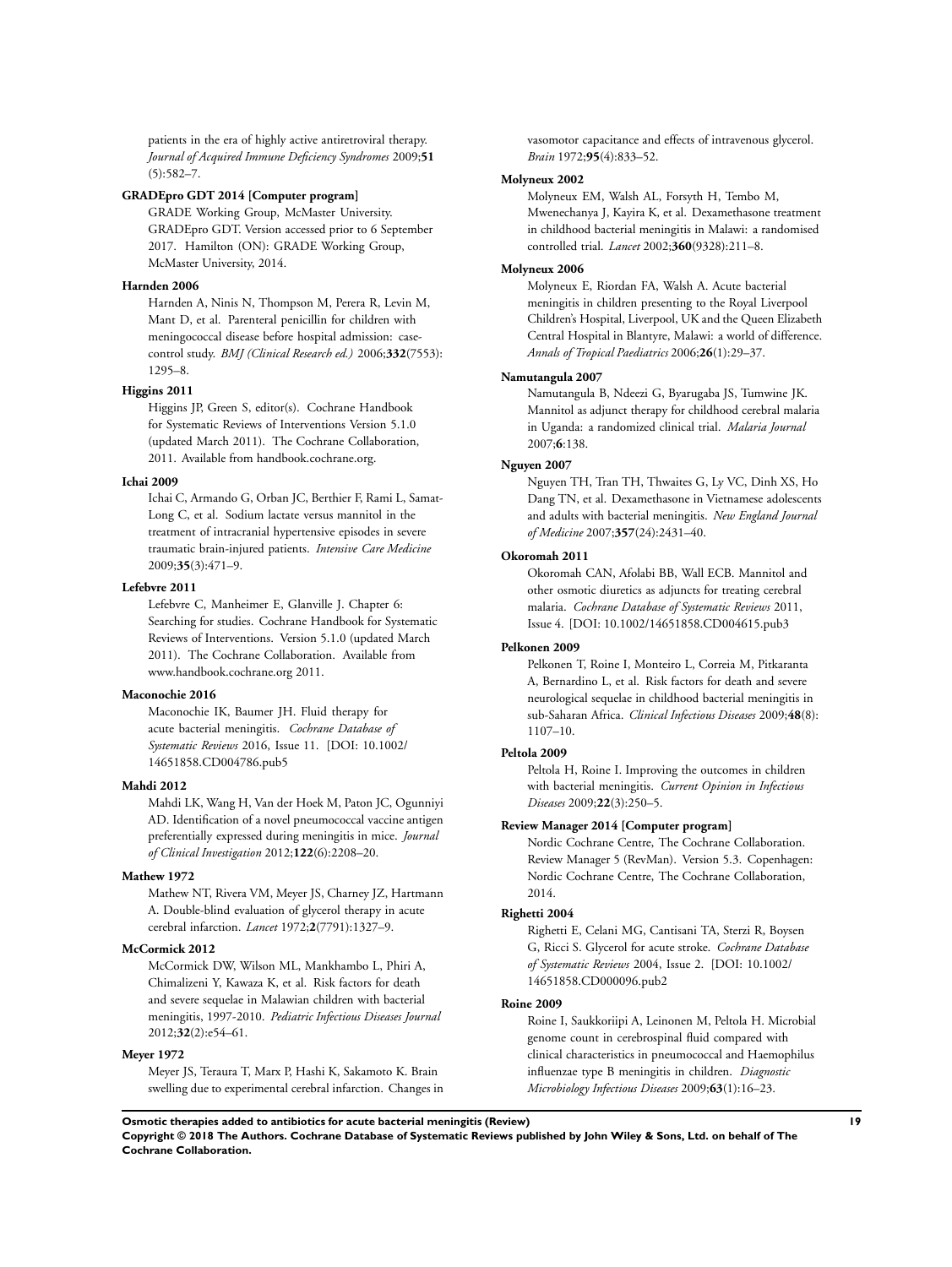patients in the era of highly active antiretroviral therapy. *Journal of Acquired Immune Deficiency Syndromes* 2009;**51**(5):582–7.

**GRADEpro GDT 2014 [Computer program]**

GRADE Working Group, McMaster University. GRADEpro GDT. Version accessed prior to 6 September 2017. Hamilton (ON): GRADE Working Group, McMaster University, 2014.

**Harnden 2006**

Harnden A, Ninis N, Thompson M, Perera R, Levin M, Mant D, et al. Parenteral penicillin for children with meningococcal disease before hospital admission: case-control study. *BMJ (Clinical Research ed.)* 2006;**332**(7553):1295–8.

**Higgins 2011**

Higgins JP, Green S, editor(s). Cochrane Handbook for Systematic Reviews of Interventions Version 5.1.0 (updated March 2011). The Cochrane Collaboration, 2011. Available from handbook.cochrane.org.

**Ichai 2009**

Ichai C, Armando G, Orban JC, Berthier F, Rami L, Samat-Long C, et al. Sodium lactate versus mannitol in the treatment of intracranial hypertensive episodes in severe traumatic brain-injured patients. *Intensive Care Medicine* 2009;**35**(3):471–9.

**Lefebvre 2011**

Lefebvre C, Manheimer E, Glanville J. Chapter 6: Searching for studies. Cochrane Handbook for Systematic Reviews of Interventions. Version 5.1.0 (updated March 2011). The Cochrane Collaboration. Available from www.handbook.cochrane.org 2011.

**Maconochie 2016**

Maconochie IK, Baumer JH. Fluid therapy for acute bacterial meningitis. *Cochrane Database of Systematic Reviews* 2016, Issue 11. [DOI: 10.1002/14651858.CD004786.pub5

**Mahdi 2012**

Mahdi LK, Wang H, Van der Hoek M, Paton JC, Ogunniyi AD. Identification of a novel pneumococcal vaccine antigen preferentially expressed during meningitis in mice. *Journal of Clinical Investigation* 2012;**122**(6):2208–20.

**Mathew 1972**

Mathew NT, Rivera VM, Meyer JS, Charney JZ, Hartmann A. Double-blind evaluation of glycerol therapy in acute cerebral infarction. *Lancet* 1972;**2**(7791):1327–9.

**McCormick 2012**

McCormick DW, Wilson ML, Mankhambo L, Phiri A, Chimalizeni Y, Kawaza K, et al. Risk factors for death and severe sequelae in Malawian children with bacterial meningitis, 1997-2010. *Pediatric Infectious Diseases Journal* 2012;**32**(2):e54–61.

**Meyer 1972**

Meyer JS, Teraura T, Marx P, Hashi K, Sakamoto K. Brain swelling due to experimental cerebral infarction. Changes in vasomotor capacitance and effects of intravenous glycerol. *Brain* 1972;**95**(4):833–52.

**Molyneux 2002**

Molyneux EM, Walsh AL, Forsyth H, Tembo M, Mwenechanya J, Kayira K, et al. Dexamethasone treatment in childhood bacterial meningitis in Malawi: a randomised controlled trial. *Lancet* 2002;**360**(9328):211–8.

**Molyneux 2006**

Molyneux E, Riordan FA, Walsh A. Acute bacterial meningitis in children presenting to the Royal Liverpool Children's Hospital, Liverpool, UK and the Queen Elizabeth Central Hospital in Blantyre, Malawi: a world of difference. *Annals of Tropical Paediatrics* 2006;**26**(1):29–37.

**Namutangula 2007**

Namutangula B, Ndeezi G, Byarugaba JS, Tumwine JK. Mannitol as adjunct therapy for childhood cerebral malaria in Uganda: a randomized clinical trial. *Malaria Journal* 2007;**6**:138.

**Nguyen 2007**

Nguyen TH, Tran TH, Thwaites G, Ly VC, Dinh XS, Ho Dang TN, et al. Dexamethasone in Vietnamese adolescents and adults with bacterial meningitis. *New England Journal of Medicine* 2007;**357**(24):2431–40.

**Okoromah 2011**

Okoromah CAN, Afolabi BB, Wall ECB. Mannitol and other osmotic diuretics as adjuncts for treating cerebral malaria. *Cochrane Database of Systematic Reviews* 2011, Issue 4. [DOI: 10.1002/14651858.CD004615.pub3

**Pelkonen 2009**

Pelkonen T, Roine I, Monteiro L, Correia M, Pitkaranta A, Bernardino L, et al. Risk factors for death and severe neurological sequelae in childhood bacterial meningitis in sub-Saharan Africa. *Clinical Infectious Diseases* 2009;**48**(8):1107–10.

**Peltola 2009**

Peltola H, Roine I. Improving the outcomes in children with bacterial meningitis. *Current Opinion in Infectious Diseases* 2009;**22**(3):250–5.

**Review Manager 2014 [Computer program]**

Nordic Cochrane Centre, The Cochrane Collaboration. Review Manager 5 (RevMan). Version 5.3. Copenhagen: Nordic Cochrane Centre, The Cochrane Collaboration, 2014.

**Righetti 2004**

Righetti E, Celani MG, Cantisani TA, Sterzi R, Boysen G, Ricci S. Glycerol for acute stroke. *Cochrane Database of Systematic Reviews* 2004, Issue 2. [DOI: 10.1002/14651858.CD000096.pub2

**Roine 2009**

Roine I, Saukkoriipi A, Leinonen M, Peltola H. Microbial genome count in cerebrospinal fluid compared with clinical characteristics in pneumococcal and Haemophilus influenzae type B meningitis in children. *Diagnostic Microbiology Infectious Diseases* 2009;**63**(1):16–23.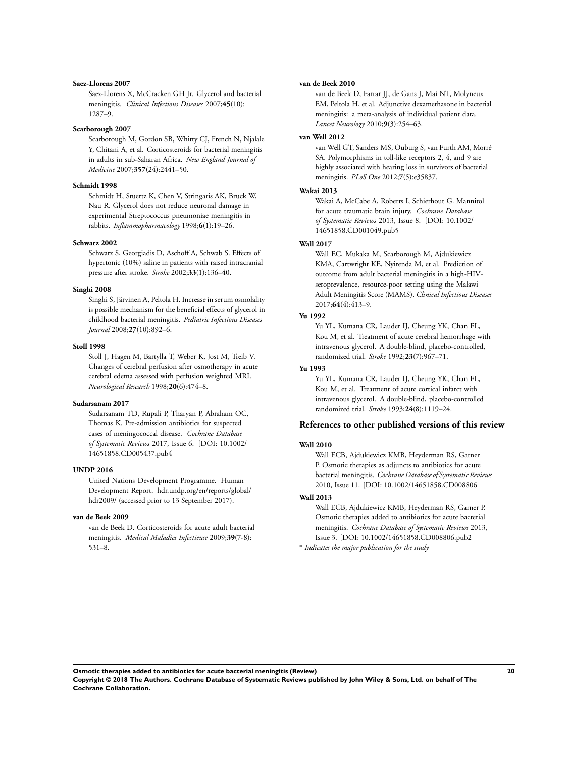**Saez-Llorens 2007**

Saez-Llorens X, McCracken GH Jr. Glycerol and bacterial meningitis. *Clinical Infectious Diseases* 2007;**45**(10): 1287–9.

**Scarborough 2007**

Scarborough M, Gordon SB, Whitty CJ, French N, Njalale Y, Chitani A, et al. Corticosteroids for bacterial meningitis in adults in sub-Saharan Africa. *New England Journal of Medicine* 2007;**357**(24):2441–50.

**Schmidt 1998**

Schmidt H, Stuertz K, Chen V, Stringaris AK, Bruck W, Nau R. Glycerol does not reduce neuronal damage in experimental Streptococcus pneumoniae meningitis in rabbits. *Inflammopharmacology* 1998;**6**(1):19–26.

**Schwarz 2002**

Schwarz S, Georgiadis D, Aschoff A, Schwab S. Effects of hypertonic (10%) saline in patients with raised intracranial pressure after stroke. *Stroke* 2002;**33**(1):136–40.

**Singhi 2008**

Singhi S, Järvinen A, Peltola H. Increase in serum osmolality is possible mechanism for the beneficial effects of glycerol in childhood bacterial meningitis. *Pediatric Infectious Diseases Journal* 2008;**27**(10):892–6.

**Stoll 1998**

Stoll J, Hagen M, Bartylla T, Weber K, Jost M, Treib V. Changes of cerebral perfusion after osmotherapy in acute cerebral edema assessed with perfusion weighted MRI. *Neurological Research* 1998;**20**(6):474–8.

**Sudarsanam 2017**

Sudarsanam TD, Rupali P, Tharyan P, Abraham OC, Thomas K. Pre-admission antibiotics for suspected cases of meningococcal disease. *Cochrane Database of Systematic Reviews* 2017, Issue 6. [DOI: 10.1002/14651858.CD005437.pub4

**UNDP 2016**

United Nations Development Programme. Human Development Report. hdr.undp.org/en/reports/global/hdr2009/ (accessed prior to 13 September 2017).

**van de Beek 2009**

van de Beek D. Corticosteroids for acute adult bacterial meningitis. *Medical Maladies Infectieuse* 2009;**39**(7-8): 531–8.

**van de Beek 2010**

van de Beek D, Farrar JJ, de Gans J, Mai NT, Molyneux EM, Peltola H, et al. Adjunctive dexamethasone in bacterial meningitis: a meta-analysis of individual patient data. *Lancet Neurology* 2010;**9**(3):254–63.

**van Well 2012**

van Well GT, Sanders MS, Ouburg S, van Furth AM, Morré SA. Polymorphisms in toll-like receptors 2, 4, and 9 are highly associated with hearing loss in survivors of bacterial meningitis. *PLoS One* 2012;**7**(5):e35837.

**Wakai 2013**

Wakai A, McCabe A, Roberts I, Schierhout G. Mannitol for acute traumatic brain injury. *Cochrane Database of Systematic Reviews* 2013, Issue 8. [DOI: 10.1002/14651858.CD001049.pub5

**Wall 2017**

Wall EC, Mukaka M, Scarborough M, Ajdukiewicz KMA, Cartwright KE, Nyirenda M, et al. Prediction of outcome from adult bacterial meningitis in a high-HIV-seroprevalence, resource-poor setting using the Malawi Adult Meningitis Score (MAMS). *Clinical Infectious Diseases* 2017;**64**(4):413–9.

**Yu 1992**

Yu YL, Kumana CR, Lauder IJ, Cheung YK, Chan FL, Kou M, et al. Treatment of acute cerebral hemorrhage with intravenous glycerol. A double-blind, placebo-controlled, randomized trial. *Stroke* 1992;**23**(7):967–71.

**Yu 1993**

Yu YL, Kumana CR, Lauder IJ, Cheung YK, Chan FL, Kou M, et al. Treatment of acute cortical infarct with intravenous glycerol. A double-blind, placebo-controlled randomized trial. *Stroke* 1993;**24**(8):1119–24.

## References to other published versions of this review

**Wall 2010**

Wall ECB, Ajdukiewicz KMB, Heyderman RS, Garner P. Osmotic therapies as adjuncts to antibiotics for acute bacterial meningitis. *Cochrane Database of Systematic Reviews* 2010, Issue 11. [DOI: 10.1002/14651858.CD008806

**Wall 2013**

Wall ECB, Ajdukiewicz KMB, Heyderman RS, Garner P. Osmotic therapies added to antibiotics for acute bacterial meningitis. *Cochrane Database of Systematic Reviews* 2013, Issue 3. [DOI: 10.1002/14651858.CD008806.pub2

* *Indicates the major publication for the study*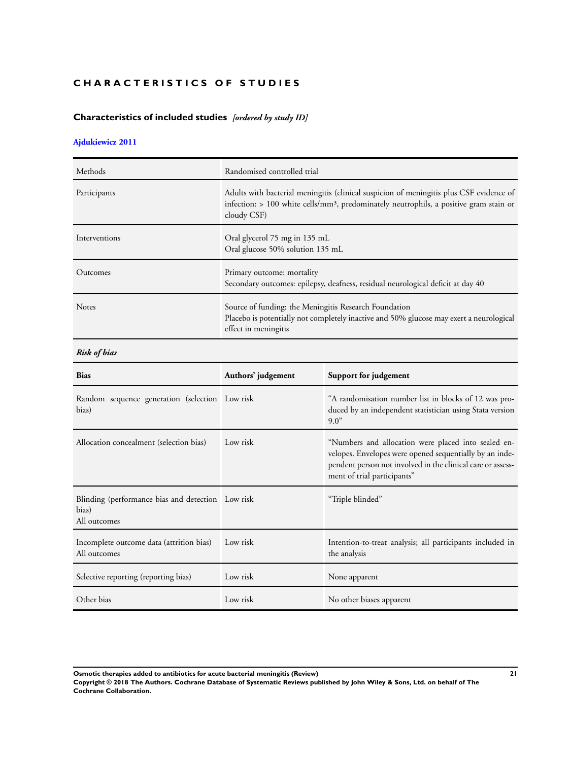# CHARACTERISTICS OF STUDIES

## Characteristics of included studies *[ordered by study ID]*

### Ajdukiewicz 2011

| | |
|---|---|
| Methods | Randomised controlled trial |
| Participants | Adults with bacterial meningitis (clinical suspicion of meningitis plus CSF evidence of infection: > 100 white cells/mm³, predominately neutrophils, a positive gram stain or cloudy CSF) |
| Interventions | Oral glycerol 75 mg in 135 mL<br>Oral glucose 50% solution 135 mL |
| Outcomes | Primary outcome: mortality<br>Secondary outcomes: epilepsy, deafness, residual neurological deficit at day 40 |
| Notes | Source of funding: the Meningitis Research Foundation<br>Placebo is potentially not completely inactive and 50% glucose may exert a neurological effect in meningitis |

***Risk of bias***

| Bias | Authors' judgement | Support for judgement |
|---|---|---|
| Random sequence generation (selection bias) | Low risk | "A randomisation number list in blocks of 12 was produced by an independent statistician using Stata version 9.0" |
| Allocation concealment (selection bias) | Low risk | "Numbers and allocation were placed into sealed envelopes. Envelopes were opened sequentially by an independent person not involved in the clinical care or assessment of trial participants" |
| Blinding (performance bias and detection bias)<br>All outcomes | Low risk | "Triple blinded" |
| Incomplete outcome data (attrition bias)<br>All outcomes | Low risk | Intention-to-treat analysis; all participants included in the analysis |
| Selective reporting (reporting bias) | Low risk | None apparent |
| Other bias | Low risk | No other biases apparent |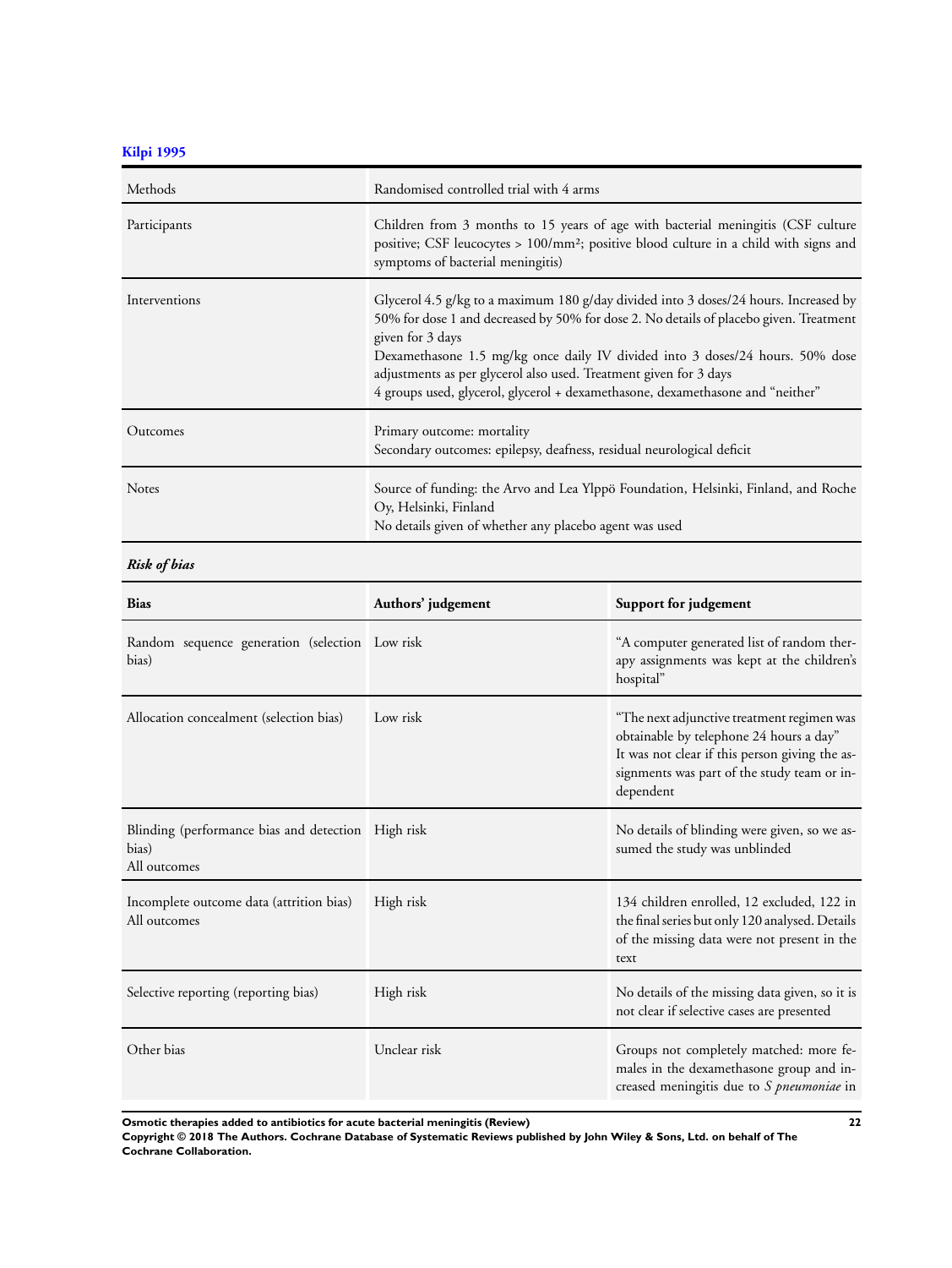**Kilpi 1995**

| | |
|---|---|
| Methods | Randomised controlled trial with 4 arms |
| Participants | Children from 3 months to 15 years of age with bacterial meningitis (CSF culture positive; CSF leucocytes > 100/mm²; positive blood culture in a child with signs and symptoms of bacterial meningitis) |
| Interventions | Glycerol 4.5 g/kg to a maximum 180 g/day divided into 3 doses/24 hours. Increased by 50% for dose 1 and decreased by 50% for dose 2. No details of placebo given. Treatment given for 3 days<br>Dexamethasone 1.5 mg/kg once daily IV divided into 3 doses/24 hours. 50% dose adjustments as per glycerol also used. Treatment given for 3 days<br>4 groups used, glycerol, glycerol + dexamethasone, dexamethasone and "neither" |
| Outcomes | Primary outcome: mortality<br>Secondary outcomes: epilepsy, deafness, residual neurological deficit |
| Notes | Source of funding: the Arvo and Lea Ylppö Foundation, Helsinki, Finland, and Roche Oy, Helsinki, Finland<br>No details given of whether any placebo agent was used |

***Risk of bias***

| **Bias** | **Authors' judgement** | **Support for judgement** |
|---|---|---|
| Random sequence generation (selection bias) | Low risk | "A computer generated list of random therapy assignments was kept at the children's hospital" |
| Allocation concealment (selection bias) | Low risk | "The next adjunctive treatment regimen was obtainable by telephone 24 hours a day"<br>It was not clear if this person giving the assignments was part of the study team or independent |
| Blinding (performance bias and detection bias)<br>All outcomes | High risk | No details of blinding were given, so we assumed the study was unblinded |
| Incomplete outcome data (attrition bias)<br>All outcomes | High risk | 134 children enrolled, 12 excluded, 122 in the final series but only 120 analysed. Details of the missing data were not present in the text |
| Selective reporting (reporting bias) | High risk | No details of the missing data given, so it is not clear if selective cases are presented |
| Other bias | Unclear risk | Groups not completely matched: more females in the dexamethasone group and increased meningitis due to *S pneumoniae* in |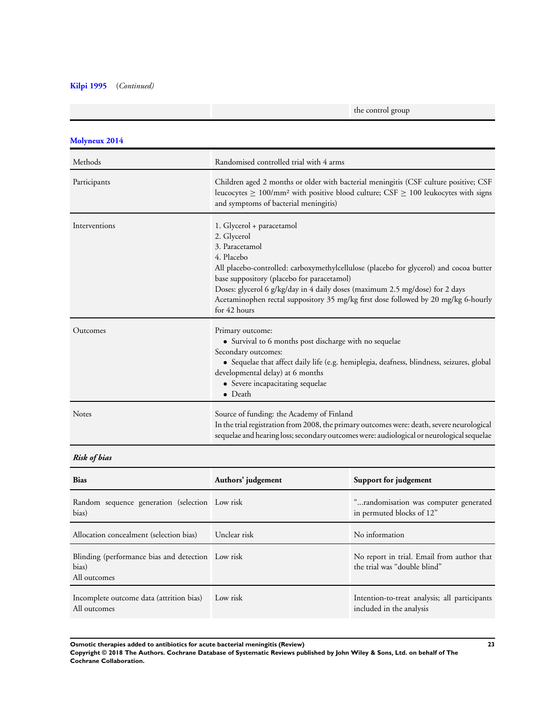**Kilpi 1995** *(Continued)*

| | | |
|---|---|---|
| | | the control group |

**Molyneux 2014**

| | |
|---|---|
| Methods | Randomised controlled trial with 4 arms |
| Participants | Children aged 2 months or older with bacterial meningitis (CSF culture positive; CSF leucocytes ≥ 100/mm² with positive blood culture; CSF ≥ 100 leukocytes with signs and symptoms of bacterial meningitis) |
| Interventions | 1. Glycerol + paracetamol<br>2. Glycerol<br>3. Paracetamol<br>4. Placebo<br>All placebo-controlled: carboxymethylcellulose (placebo for glycerol) and cocoa butter base suppository (placebo for paracetamol)<br>Doses: glycerol 6 g/kg/day in 4 daily doses (maximum 2.5 mg/dose) for 2 days<br>Acetaminophen rectal suppository 35 mg/kg first dose followed by 20 mg/kg 6-hourly for 42 hours |
| Outcomes | Primary outcome:<br>• Survival to 6 months post discharge with no sequelae<br>Secondary outcomes:<br>• Sequelae that affect daily life (e.g. hemiplegia, deafness, blindness, seizures, global developmental delay) at 6 months<br>• Severe incapacitating sequelae<br>• Death |
| Notes | Source of funding: the Academy of Finland<br>In the trial registration from 2008, the primary outcomes were: death, severe neurological sequelae and hearing loss; secondary outcomes were: audiological or neurological sequelae |

***Risk of bias***

| Bias | Authors' judgement | Support for judgement |
|---|---|---|
| Random sequence generation (selection bias) | Low risk | "...randomisation was computer generated in permuted blocks of 12" |
| Allocation concealment (selection bias) | Unclear risk | No information |
| Blinding (performance bias and detection bias)<br>All outcomes | Low risk | No report in trial. Email from author that the trial was "double blind" |
| Incomplete outcome data (attrition bias)<br>All outcomes | Low risk | Intention-to-treat analysis; all participants included in the analysis |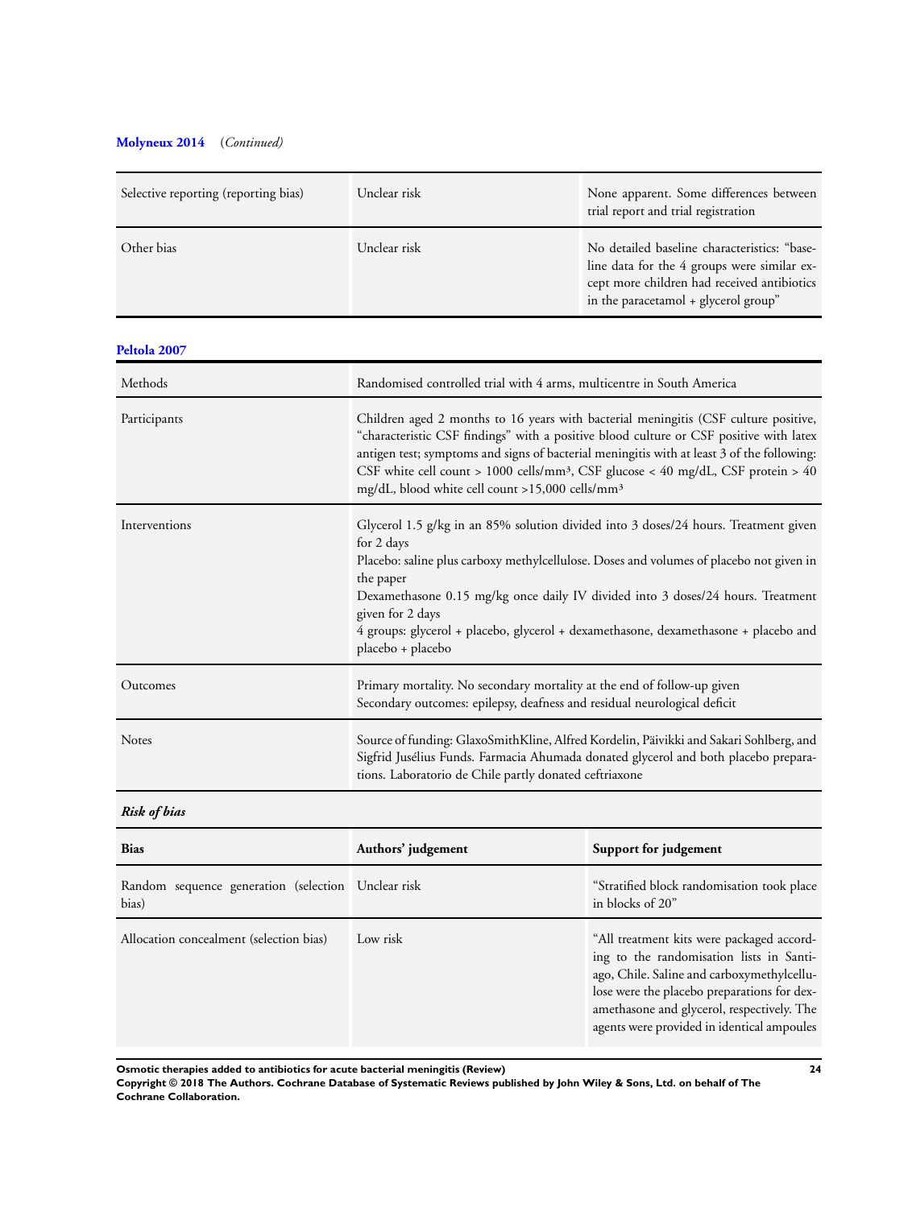**Molyneux 2014** (*Continued*)

| | | |
|---|---|---|
| Selective reporting (reporting bias) | Unclear risk | None apparent. Some differences between trial report and trial registration |
| Other bias | Unclear risk | No detailed baseline characteristics: "baseline data for the 4 groups were similar except more children had received antibiotics in the paracetamol + glycerol group" |

**Peltola 2007**

| | |
|---|---|
| Methods | Randomised controlled trial with 4 arms, multicentre in South America |
| Participants | Children aged 2 months to 16 years with bacterial meningitis (CSF culture positive, "characteristic CSF findings" with a positive blood culture or CSF positive with latex antigen test; symptoms and signs of bacterial meningitis with at least 3 of the following: CSF white cell count > 1000 cells/mm³, CSF glucose < 40 mg/dL, CSF protein > 40 mg/dL, blood white cell count >15,000 cells/mm³ |
| Interventions | Glycerol 1.5 g/kg in an 85% solution divided into 3 doses/24 hours. Treatment given for 2 days<br>Placebo: saline plus carboxy methylcellulose. Doses and volumes of placebo not given in the paper<br>Dexamethasone 0.15 mg/kg once daily IV divided into 3 doses/24 hours. Treatment given for 2 days<br>4 groups: glycerol + placebo, glycerol + dexamethasone, dexamethasone + placebo and placebo + placebo |
| Outcomes | Primary mortality. No secondary mortality at the end of follow-up given<br>Secondary outcomes: epilepsy, deafness and residual neurological deficit |
| Notes | Source of funding: GlaxoSmithKline, Alfred Kordelin, Päivikki and Sakari Sohlberg, and Sigfrid Jusélius Funds. Farmacia Ahumada donated glycerol and both placebo preparations. Laboratorio de Chile partly donated ceftriaxone |

***Risk of bias***

| Bias | Authors' judgement | Support for judgement |
|---|---|---|
| Random sequence generation (selection bias) | Unclear risk | "Stratified block randomisation took place in blocks of 20" |
| Allocation concealment (selection bias) | Low risk | "All treatment kits were packaged according to the randomisation lists in Santiago, Chile. Saline and carboxymethylcellulose were the placebo preparations for dexamethasone and glycerol, respectively. The agents were provided in identical ampoules |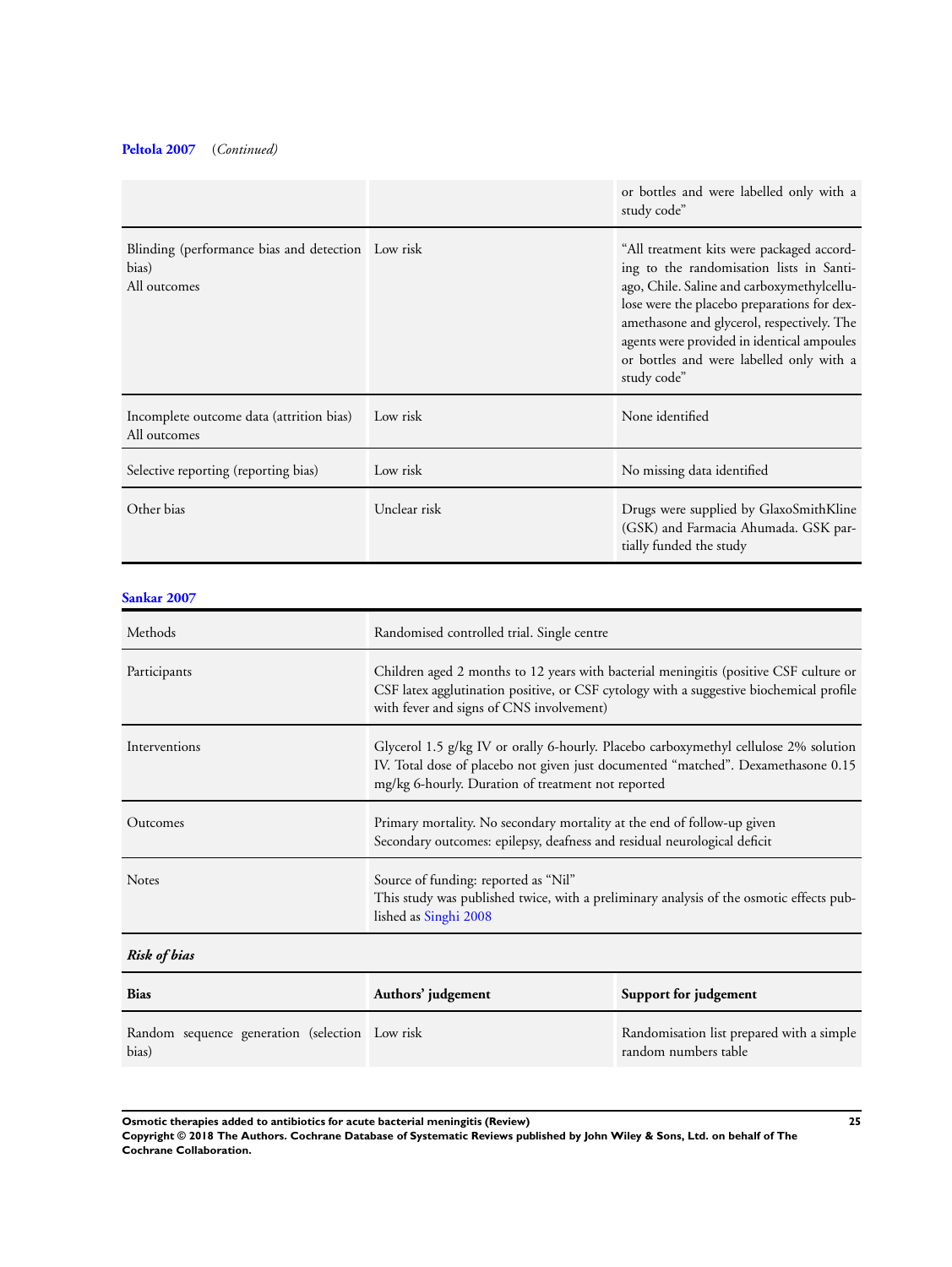**Peltola 2007** *(Continued)*

| | | |
|---|---|---|
| | | or bottles and were labelled only with a study code” |
| Blinding (performance bias and detection bias)<br>All outcomes | Low risk | “All treatment kits were packaged according to the randomisation lists in Santiago, Chile. Saline and carboxymethylcellulose were the placebo preparations for dexamethasone and glycerol, respectively. The agents were provided in identical ampoules or bottles and were labelled only with a study code” |
| Incomplete outcome data (attrition bias)<br>All outcomes | Low risk | None identified |
| Selective reporting (reporting bias) | Low risk | No missing data identified |
| Other bias | Unclear risk | Drugs were supplied by GlaxoSmithKline (GSK) and Farmacia Ahumada. GSK partially funded the study |

**Sankar 2007**

| | |
|---|---|
| Methods | Randomised controlled trial. Single centre |
| Participants | Children aged 2 months to 12 years with bacterial meningitis (positive CSF culture or CSF latex agglutination positive, or CSF cytology with a suggestive biochemical profile with fever and signs of CNS involvement) |
| Interventions | Glycerol 1.5 g/kg IV or orally 6-hourly. Placebo carboxymethyl cellulose 2% solution IV. Total dose of placebo not given just documented “matched”. Dexamethasone 0.15 mg/kg 6-hourly. Duration of treatment not reported |
| Outcomes | Primary mortality. No secondary mortality at the end of follow-up given<br>Secondary outcomes: epilepsy, deafness and residual neurological deficit |
| Notes | Source of funding: reported as “Nil”<br>This study was published twice, with a preliminary analysis of the osmotic effects published as Singhi 2008 |

***Risk of bias***

| Bias | Authors’ judgement | Support for judgement |
|---|---|---|
| Random sequence generation (selection bias) | Low risk | Randomisation list prepared with a simple random numbers table |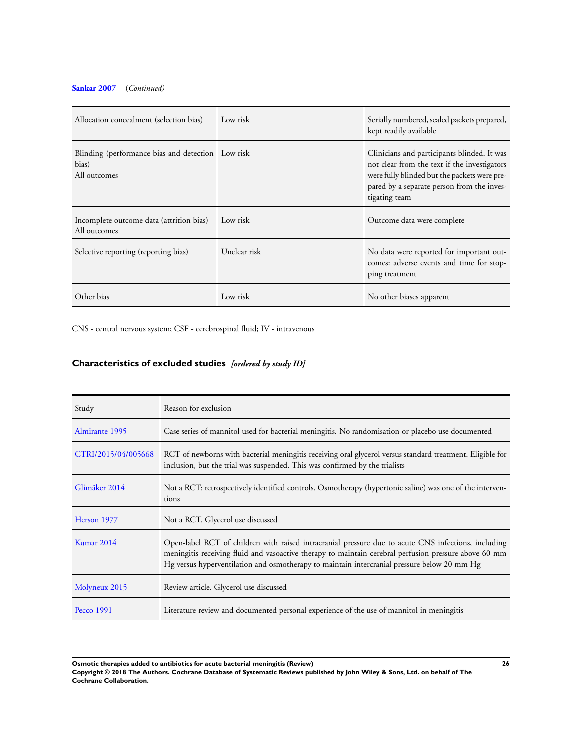**Sankar 2007** *(Continued)*

| | | |
|---|---|---|
| Allocation concealment (selection bias) | Low risk | Serially numbered, sealed packets prepared, kept readily available |
| Blinding (performance bias and detection bias)<br>All outcomes | Low risk | Clinicians and participants blinded. It was not clear from the text if the investigators were fully blinded but the packets were prepared by a separate person from the investigating team |
| Incomplete outcome data (attrition bias)<br>All outcomes | Low risk | Outcome data were complete |
| Selective reporting (reporting bias) | Unclear risk | No data were reported for important outcomes: adverse events and time for stopping treatment |
| Other bias | Low risk | No other biases apparent |

CNS - central nervous system; CSF - cerebrospinal fluid; IV - intravenous

### Characteristics of excluded studies *[ordered by study ID]*

| Study | Reason for exclusion |
|---|---|
| Almirante 1995 | Case series of mannitol used for bacterial meningitis. No randomisation or placebo use documented |
| CTRI/2015/04/005668 | RCT of newborns with bacterial meningitis receiving oral glycerol versus standard treatment. Eligible for inclusion, but the trial was suspended. This was confirmed by the trialists |
| Glimåker 2014 | Not a RCT: retrospectively identified controls. Osmotherapy (hypertonic saline) was one of the interventions |
| Herson 1977 | Not a RCT. Glycerol use discussed |
| Kumar 2014 | Open-label RCT of children with raised intracranial pressure due to acute CNS infections, including meningitis receiving fluid and vasoactive therapy to maintain cerebral perfusion pressure above 60 mm Hg versus hyperventilation and osmotherapy to maintain intercranial pressure below 20 mm Hg |
| Molyneux 2015 | Review article. Glycerol use discussed |
| Pecco 1991 | Literature review and documented personal experience of the use of mannitol in meningitis |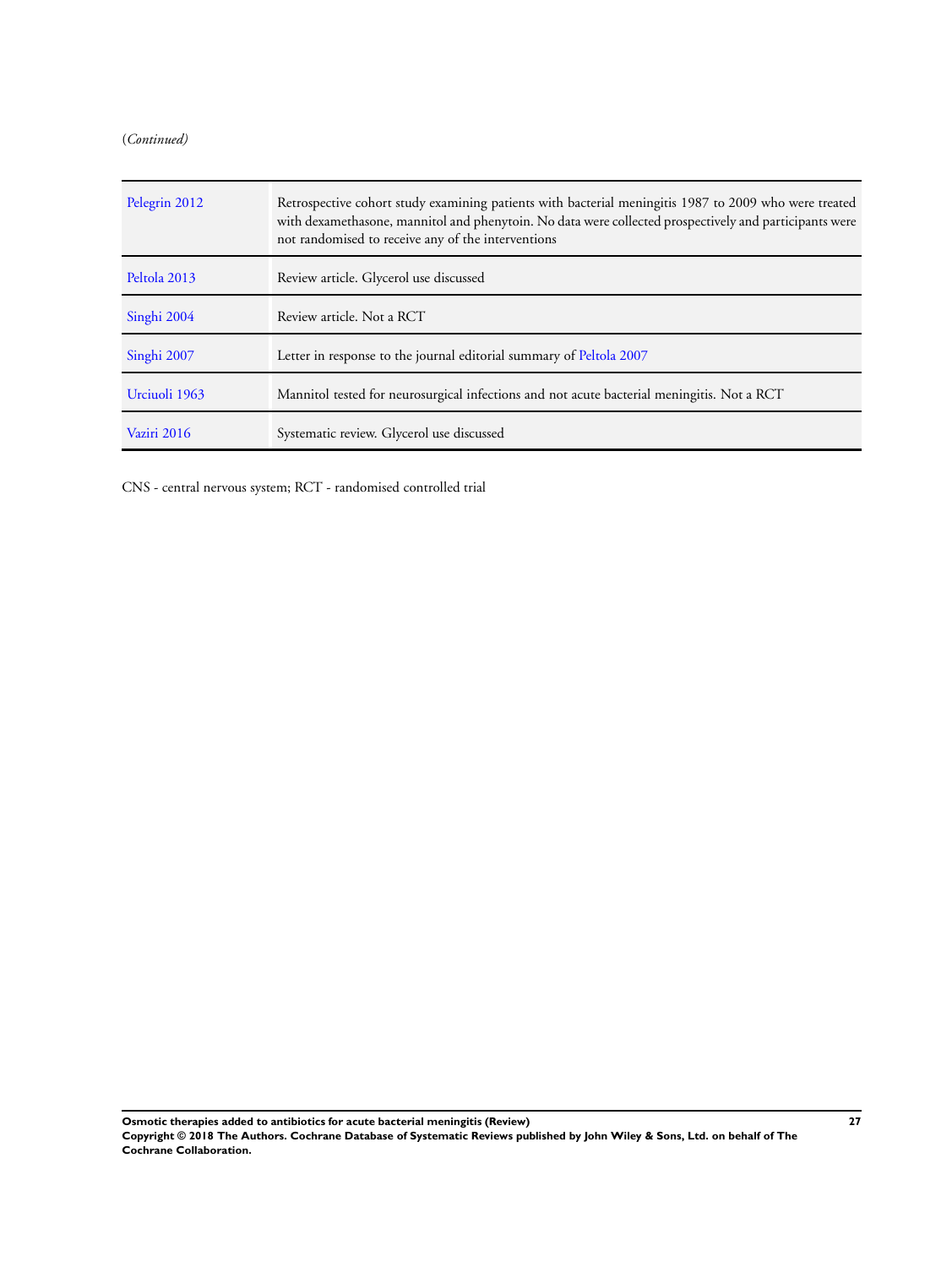(*Continued)*

| | |
|---|---|
| Pelegrin 2012 | Retrospective cohort study examining patients with bacterial meningitis 1987 to 2009 who were treated with dexamethasone, mannitol and phenytoin. No data were collected prospectively and participants were not randomised to receive any of the interventions |
| Peltola 2013 | Review article. Glycerol use discussed |
| Singhi 2004 | Review article. Not a RCT |
| Singhi 2007 | Letter in response to the journal editorial summary of Peltola 2007 |
| Urciuoli 1963 | Mannitol tested for neurosurgical infections and not acute bacterial meningitis. Not a RCT |
| Vaziri 2016 | Systematic review. Glycerol use discussed |

CNS - central nervous system; RCT - randomised controlled trial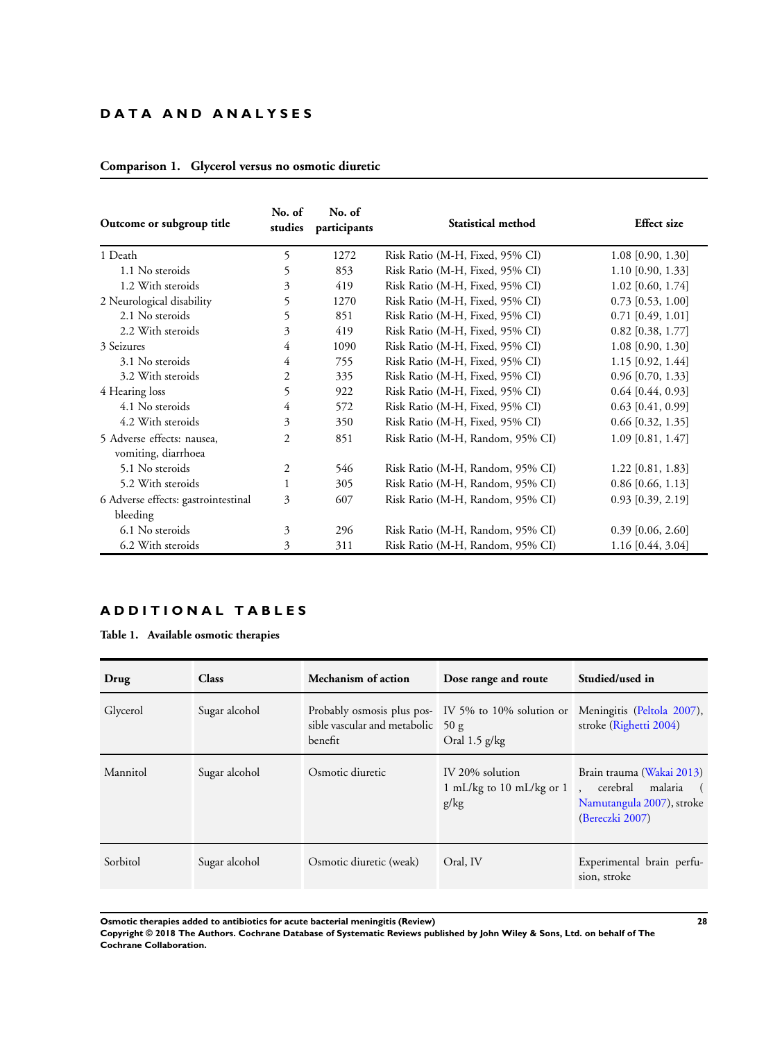## DATA AND ANALYSES

### Comparison 1. Glycerol versus no osmotic diuretic

| Outcome or subgroup title | No. of studies | No. of participants | Statistical method | Effect size |
|---|---|---|---|---|
| 1 Death | 5 | 1272 | Risk Ratio (M-H, Fixed, 95% CI) | 1.08 [0.90, 1.30] |
| 1.1 No steroids | 5 | 853 | Risk Ratio (M-H, Fixed, 95% CI) | 1.10 [0.90, 1.33] |
| 1.2 With steroids | 3 | 419 | Risk Ratio (M-H, Fixed, 95% CI) | 1.02 [0.60, 1.74] |
| 2 Neurological disability | 5 | 1270 | Risk Ratio (M-H, Fixed, 95% CI) | 0.73 [0.53, 1.00] |
| 2.1 No steroids | 5 | 851 | Risk Ratio (M-H, Fixed, 95% CI) | 0.71 [0.49, 1.01] |
| 2.2 With steroids | 3 | 419 | Risk Ratio (M-H, Fixed, 95% CI) | 0.82 [0.38, 1.77] |
| 3 Seizures | 4 | 1090 | Risk Ratio (M-H, Fixed, 95% CI) | 1.08 [0.90, 1.30] |
| 3.1 No steroids | 4 | 755 | Risk Ratio (M-H, Fixed, 95% CI) | 1.15 [0.92, 1.44] |
| 3.2 With steroids | 2 | 335 | Risk Ratio (M-H, Fixed, 95% CI) | 0.96 [0.70, 1.33] |
| 4 Hearing loss | 5 | 922 | Risk Ratio (M-H, Fixed, 95% CI) | 0.64 [0.44, 0.93] |
| 4.1 No steroids | 4 | 572 | Risk Ratio (M-H, Fixed, 95% CI) | 0.63 [0.41, 0.99] |
| 4.2 With steroids | 3 | 350 | Risk Ratio (M-H, Fixed, 95% CI) | 0.66 [0.32, 1.35] |
| 5 Adverse effects: nausea, vomiting, diarrhoea | 2 | 851 | Risk Ratio (M-H, Random, 95% CI) | 1.09 [0.81, 1.47] |
| 5.1 No steroids | 2 | 546 | Risk Ratio (M-H, Random, 95% CI) | 1.22 [0.81, 1.83] |
| 5.2 With steroids | 1 | 305 | Risk Ratio (M-H, Random, 95% CI) | 0.86 [0.66, 1.13] |
| 6 Adverse effects: gastrointestinal bleeding | 3 | 607 | Risk Ratio (M-H, Random, 95% CI) | 0.93 [0.39, 2.19] |
| 6.1 No steroids | 3 | 296 | Risk Ratio (M-H, Random, 95% CI) | 0.39 [0.06, 2.60] |
| 6.2 With steroids | 3 | 311 | Risk Ratio (M-H, Random, 95% CI) | 1.16 [0.44, 3.04] |

## ADDITIONAL TABLES

### Table 1. Available osmotic therapies

| Drug | Class | Mechanism of action | Dose range and route | Studied/used in |
|---|---|---|---|---|
| Glycerol | Sugar alcohol | Probably osmosis plus possible vascular and metabolic benefit | IV 5% to 10% solution or 50 g<br>Oral 1.5 g/kg | Meningitis (Peltola 2007), stroke (Righetti 2004) |
| Mannitol | Sugar alcohol | Osmotic diuretic | IV 20% solution<br>1 mL/kg to 10 mL/kg or 1 g/kg | Brain trauma (Wakai 2013), cerebral malaria (Namutangula 2007), stroke (Bereczki 2007) |
| Sorbitol | Sugar alcohol | Osmotic diuretic (weak) | Oral, IV | Experimental brain perfusion, stroke |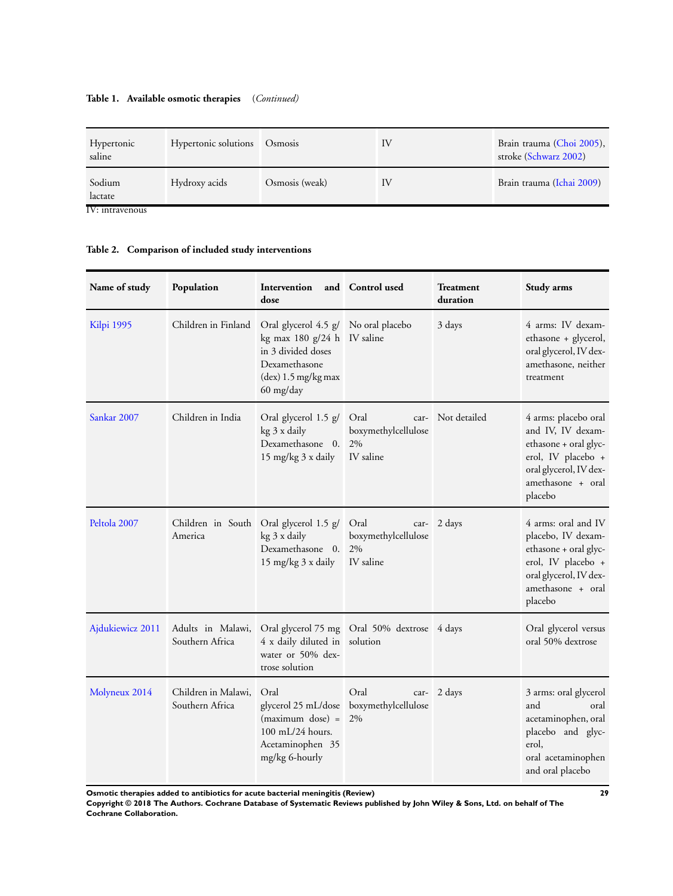**Table 1. Available osmotic therapies** (*Continued*)

| | | | | |
|---|---|---|---|---|
| Hypertonic saline | Hypertonic solutions | Osmosis | IV | Brain trauma (Choi 2005), stroke (Schwarz 2002) |
| Sodium lactate | Hydroxy acids | Osmosis (weak) | IV | Brain trauma (Ichai 2009) |

IV: intravenous

**Table 2. Comparison of included study interventions**

| Name of study | Population | Intervention and dose | Control used | Treatment duration | Study arms |
|---|---|---|---|---|---|
| Kilpi 1995 | Children in Finland | Oral glycerol 4.5 g/kg max 180 g/24 h in 3 divided doses Dexamethasone (dex) 1.5 mg/kg max 60 mg/day | No oral placebo IV saline | 3 days | 4 arms: IV dexamethasone + glycerol, oral glycerol, IV dexamethasone, neither treatment |
| Sankar 2007 | Children in India | Oral glycerol 1.5 g/kg 3 x daily Dexamethasone 0.15 mg/kg 3 x daily | Oral carboxymethylcellulose 2% IV saline | Not detailed | 4 arms: placebo oral and IV, IV dexamethasone + oral glycerol, IV placebo + oral glycerol, IV dexamethasone + oral placebo |
| Peltola 2007 | Children in South America | Oral glycerol 1.5 g/kg 3 x daily Dexamethasone 0.15 mg/kg 3 x daily | Oral carboxymethylcellulose 2% IV saline | 2 days | 4 arms: oral and IV placebo, IV dexamethasone + oral glycerol, IV placebo + oral glycerol, IV dexamethasone + oral placebo |
| Ajdukiewicz 2011 | Adults in Malawi, Southern Africa | Oral glycerol 75 mg 4 x daily diluted in water or 50% dextrose solution | Oral 50% dextrose solution | 4 days | Oral glycerol versus oral 50% dextrose |
| Molyneux 2014 | Children in Malawi, Southern Africa | Oral glycerol 25 mL/dose (maximum dose) = 100 mL/24 hours. Acetaminophen 35 mg/kg 6-hourly | Oral carboxymethylcellulose 2% | 2 days | 3 arms: oral glycerol and oral acetaminophen, oral placebo and glycerol, oral acetaminophen and oral placebo |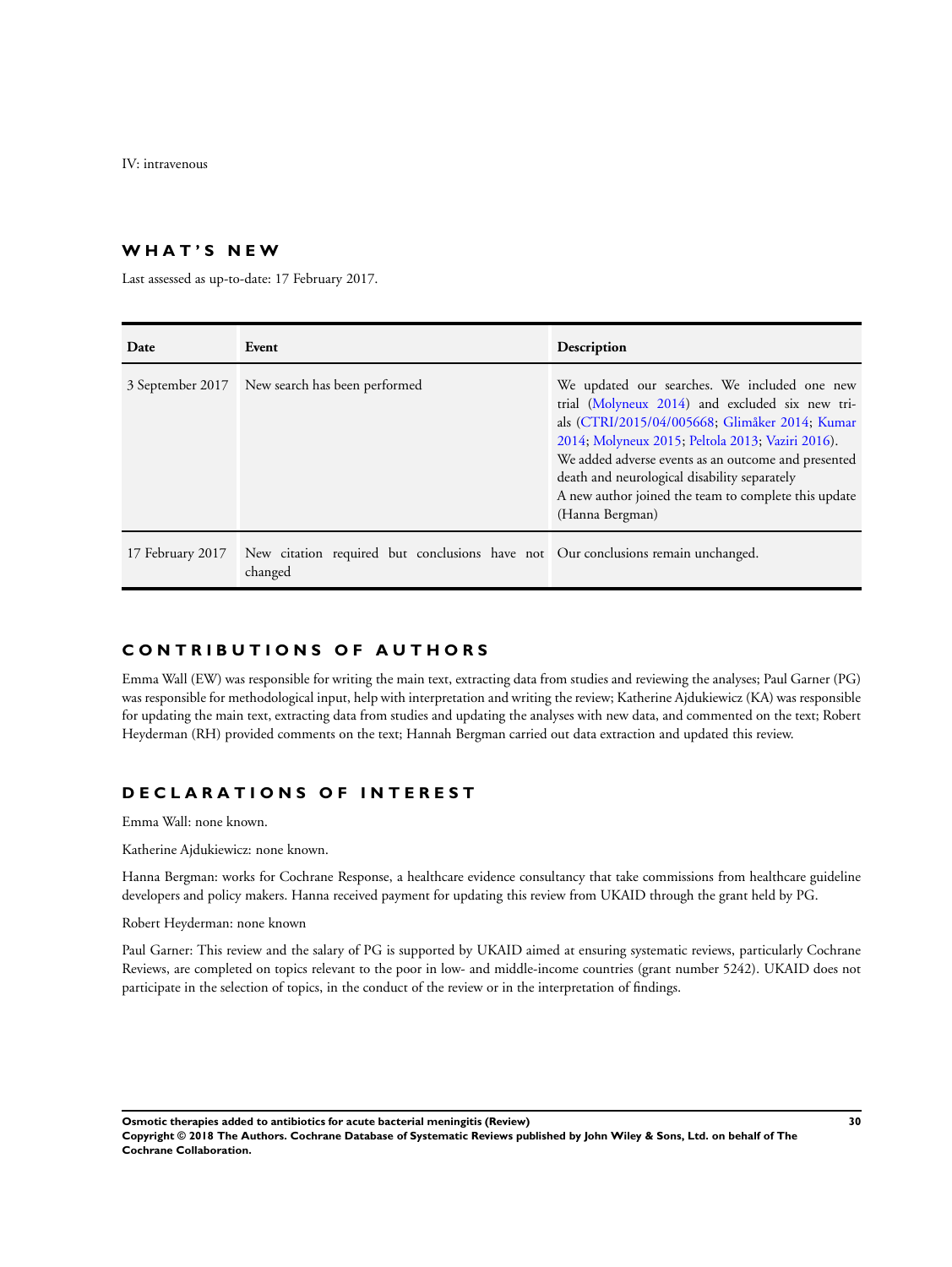IV: intravenous

## WHAT'S NEW

Last assessed as up-to-date: 17 February 2017.

| Date | Event | Description |
|---|---|---|
| 3 September 2017 | New search has been performed | We updated our searches. We included one new trial (Molyneux 2014) and excluded six new trials (CTRI/2015/04/005668; Glimåker 2014; Kumar 2014; Molyneux 2015; Peltola 2013; Vaziri 2016). We added adverse events as an outcome and presented death and neurological disability separately A new author joined the team to complete this update (Hanna Bergman) |
| 17 February 2017 | New citation required but conclusions have not changed | Our conclusions remain unchanged. |

## CONTRIBUTIONS OF AUTHORS

Emma Wall (EW) was responsible for writing the main text, extracting data from studies and reviewing the analyses; Paul Garner (PG) was responsible for methodological input, help with interpretation and writing the review; Katherine Ajdukiewicz (KA) was responsible for updating the main text, extracting data from studies and updating the analyses with new data, and commented on the text; Robert Heyderman (RH) provided comments on the text; Hannah Bergman carried out data extraction and updated this review.

## DECLARATIONS OF INTEREST

Emma Wall: none known.

Katherine Ajdukiewicz: none known.

Hanna Bergman: works for Cochrane Response, a healthcare evidence consultancy that take commissions from healthcare guideline developers and policy makers. Hanna received payment for updating this review from UKAID through the grant held by PG.

Robert Heyderman: none known

Paul Garner: This review and the salary of PG is supported by UKAID aimed at ensuring systematic reviews, particularly Cochrane Reviews, are completed on topics relevant to the poor in low- and middle-income countries (grant number 5242). UKAID does not participate in the selection of topics, in the conduct of the review or in the interpretation of findings.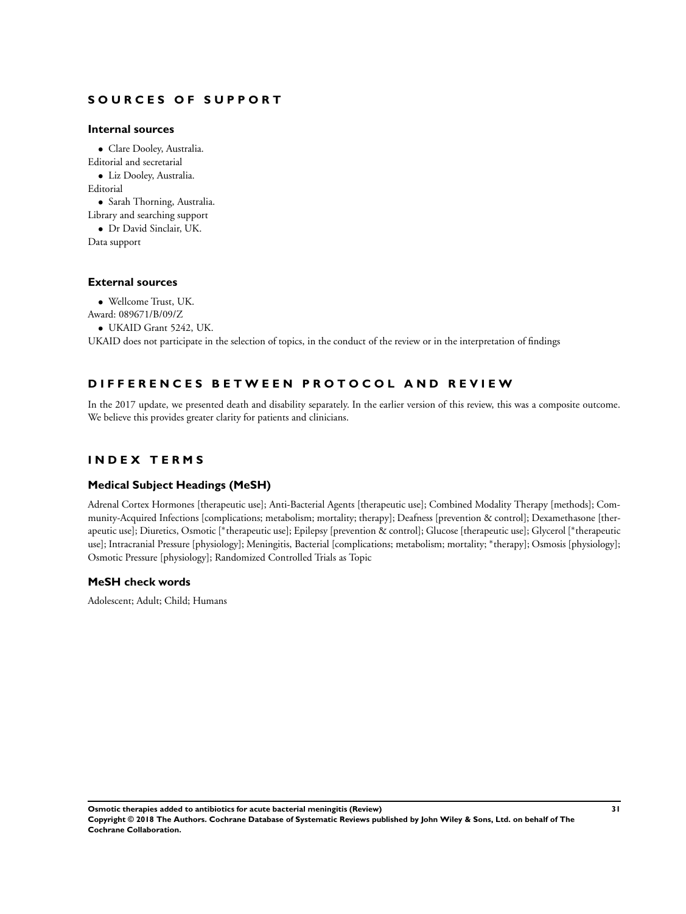## SOURCES OF SUPPORT

### Internal sources

- Clare Dooley, Australia.

Editorial and secretarial

- Liz Dooley, Australia.

Editorial

- Sarah Thorning, Australia.

Library and searching support

- Dr David Sinclair, UK.

Data support

### External sources

- Wellcome Trust, UK.

Award: 089671/B/09/Z

- UKAID Grant 5242, UK.

UKAID does not participate in the selection of topics, in the conduct of the review or in the interpretation of findings

## DIFFERENCES BETWEEN PROTOCOL AND REVIEW

In the 2017 update, we presented death and disability separately. In the earlier version of this review, this was a composite outcome. We believe this provides greater clarity for patients and clinicians.

## INDEX TERMS

### Medical Subject Headings (MeSH)

Adrenal Cortex Hormones [therapeutic use]; Anti-Bacterial Agents [therapeutic use]; Combined Modality Therapy [methods]; Community-Acquired Infections [complications; metabolism; mortality; therapy]; Deafness [prevention & control]; Dexamethasone [therapeutic use]; Diuretics, Osmotic [*therapeutic use]; Epilepsy [prevention & control]; Glucose [therapeutic use]; Glycerol [*therapeutic use]; Intracranial Pressure [physiology]; Meningitis, Bacterial [complications; metabolism; mortality; *therapy]; Osmosis [physiology]; Osmotic Pressure [physiology]; Randomized Controlled Trials as Topic

### MeSH check words

Adolescent; Adult; Child; Humans